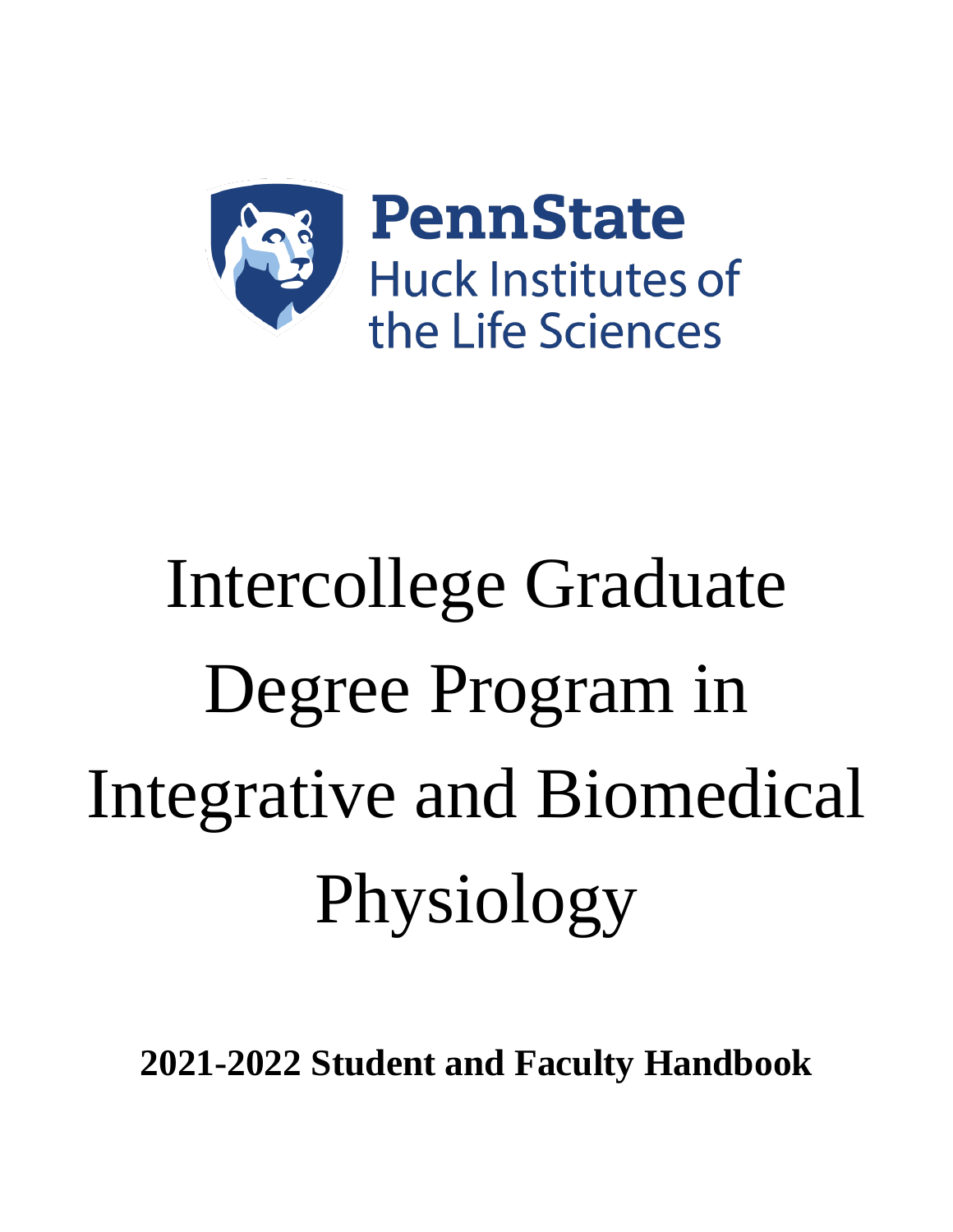PennState
Huck Institutes of the Life Sciences

# Intercollege Graduate Degree Program in Integrative and Biomedical Physiology

**2021-2022 Student and Faculty Handbook**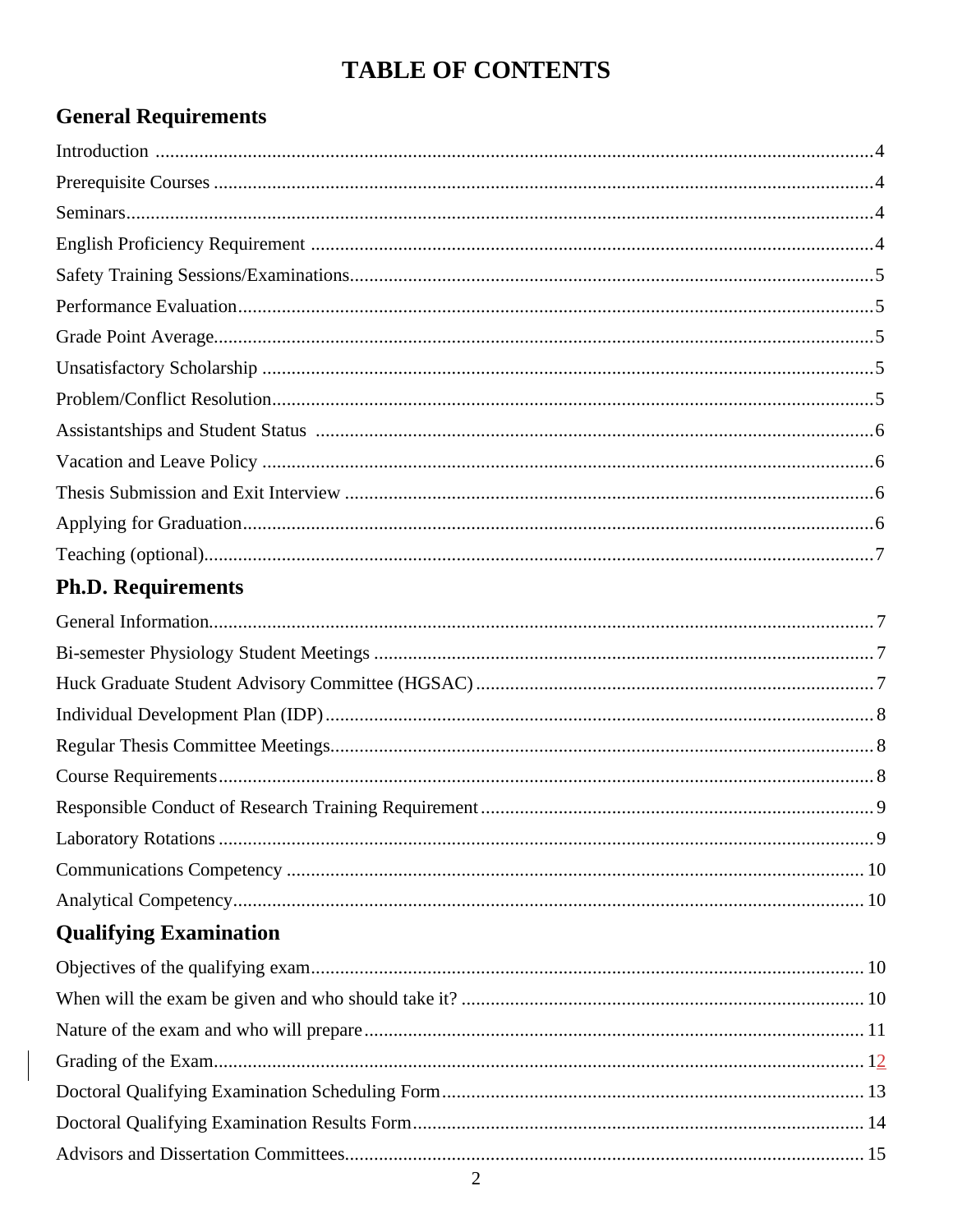# TABLE OF CONTENTS

## General Requirements

Introduction ........................................................................................................................................4

Prerequisite Courses ...........................................................................................................................4

Seminars..............................................................................................................................................4

English Proficiency Requirement .......................................................................................................4

Safety Training Sessions/Examinations..............................................................................................5

Performance Evaluation......................................................................................................................5

Grade Point Average...........................................................................................................................5

Unsatisfactory Scholarship .................................................................................................................5

Problem/Conflict Resolution...............................................................................................................5

Assistantships and Student Status ......................................................................................................6

Vacation and Leave Policy .................................................................................................................6

Thesis Submission and Exit Interview ................................................................................................6

Applying for Graduation.....................................................................................................................6

Teaching (optional).............................................................................................................................7

## Ph.D. Requirements

General Information............................................................................................................................7

Bi-semester Physiology Student Meetings ..........................................................................................7

Huck Graduate Student Advisory Committee (HGSAC) ...................................................................7

Individual Development Plan (IDP) ...................................................................................................8

Regular Thesis Committee Meetings..................................................................................................8

Course Requirements..........................................................................................................................8

Responsible Conduct of Research Training Requirement ..................................................................9

Laboratory Rotations ..........................................................................................................................9

Communications Competency ..........................................................................................................10

Analytical Competency.....................................................................................................................10

## Qualifying Examination

Objectives of the qualifying exam.....................................................................................................10

When will the exam be given and who should take it? .....................................................................10

Nature of the exam and who will prepare.........................................................................................11

Grading of the Exam.........................................................................................................................12

Doctoral Qualifying Examination Scheduling Form.........................................................................13

Doctoral Qualifying Examination Results Form...............................................................................14

Advisors and Dissertation Committees.............................................................................................15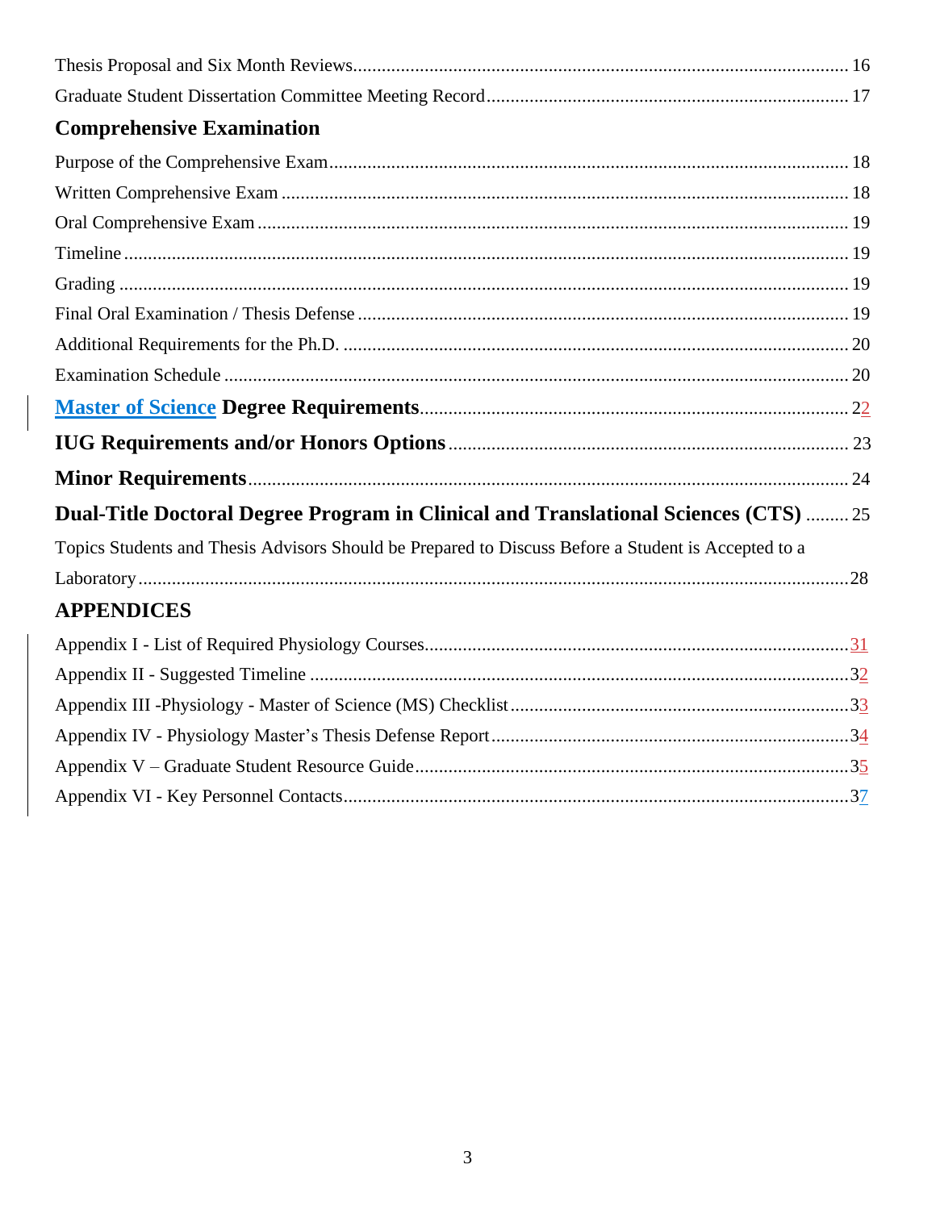Thesis Proposal and Six Month Reviews........................................................................................................ 16

Graduate Student Dissertation Committee Meeting Record............................................................................ 17

## Comprehensive Examination

Purpose of the Comprehensive Exam............................................................................................................ 18

Written Comprehensive Exam ...................................................................................................................... 18

Oral Comprehensive Exam ........................................................................................................................... 19

Timeline ....................................................................................................................................................... 19

Grading ........................................................................................................................................................ 19

Final Oral Examination / Thesis Defense ...................................................................................................... 19

Additional Requirements for the Ph.D. ......................................................................................................... 20

Examination Schedule .................................................................................................................................. 20

## Master of Science Degree Requirements........................................................................ 22

## IUG Requirements and/or Honors Options ................................................................... 23

## Minor Requirements.......................................................................................................... 24

## Dual-Title Doctoral Degree Program in Clinical and Translational Sciences (CTS) ......... 25

Topics Students and Thesis Advisors Should be Prepared to Discuss Before a Student is Accepted to a Laboratory....................................................................................................................................................28

## APPENDICES

Appendix I - List of Required Physiology Courses........................................................................................31

Appendix II - Suggested Timeline ................................................................................................................32

Appendix III -Physiology - Master of Science (MS) Checklist......................................................................33

Appendix IV - Physiology Master's Thesis Defense Report..........................................................................34

Appendix V – Graduate Student Resource Guide..........................................................................................35

Appendix VI - Key Personnel Contacts.........................................................................................................37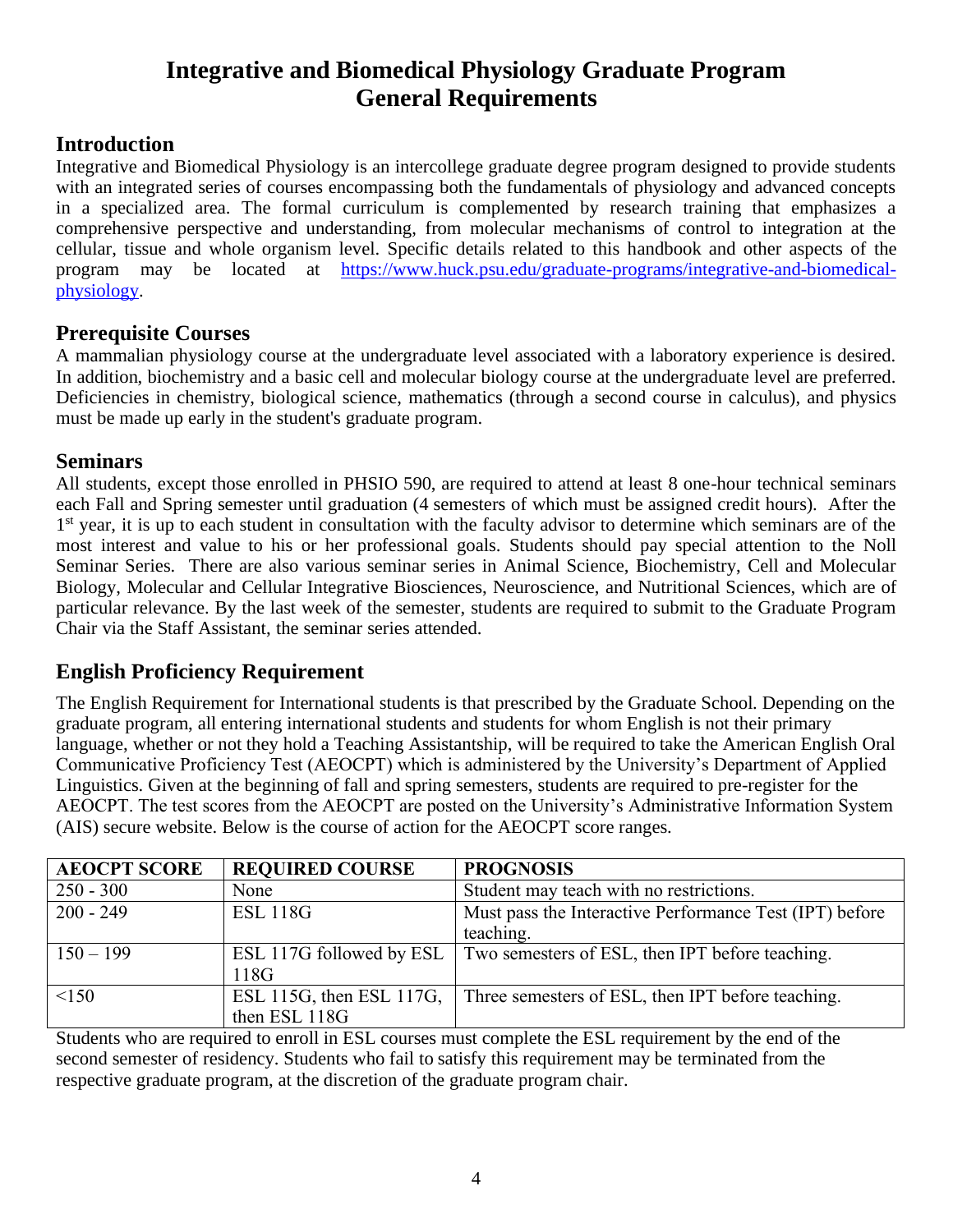# Integrative and Biomedical Physiology Graduate Program General Requirements

## Introduction

Integrative and Biomedical Physiology is an intercollege graduate degree program designed to provide students with an integrated series of courses encompassing both the fundamentals of physiology and advanced concepts in a specialized area. The formal curriculum is complemented by research training that emphasizes a comprehensive perspective and understanding, from molecular mechanisms of control to integration at the cellular, tissue and whole organism level. Specific details related to this handbook and other aspects of the program may be located at [https://www.huck.psu.edu/graduate-programs/integrative-and-biomedical-physiology](https://www.huck.psu.edu/graduate-programs/integrative-and-biomedical-physiology).

## Prerequisite Courses

A mammalian physiology course at the undergraduate level associated with a laboratory experience is desired. In addition, biochemistry and a basic cell and molecular biology course at the undergraduate level are preferred. Deficiencies in chemistry, biological science, mathematics (through a second course in calculus), and physics must be made up early in the student's graduate program.

## Seminars

All students, except those enrolled in PHSIO 590, are required to attend at least 8 one-hour technical seminars each Fall and Spring semester until graduation (4 semesters of which must be assigned credit hours). After the 1st year, it is up to each student in consultation with the faculty advisor to determine which seminars are of the most interest and value to his or her professional goals. Students should pay special attention to the Noll Seminar Series. There are also various seminar series in Animal Science, Biochemistry, Cell and Molecular Biology, Molecular and Cellular Integrative Biosciences, Neuroscience, and Nutritional Sciences, which are of particular relevance. By the last week of the semester, students are required to submit to the Graduate Program Chair via the Staff Assistant, the seminar series attended.

## English Proficiency Requirement

The English Requirement for International students is that prescribed by the Graduate School. Depending on the graduate program, all entering international students and students for whom English is not their primary language, whether or not they hold a Teaching Assistantship, will be required to take the American English Oral Communicative Proficiency Test (AEOCPT) which is administered by the University's Department of Applied Linguistics. Given at the beginning of fall and spring semesters, students are required to pre-register for the AEOCPT. The test scores from the AEOCPT are posted on the University's Administrative Information System (AIS) secure website. Below is the course of action for the AEOCPT score ranges.

| AEOCPT SCORE | REQUIRED COURSE | PROGNOSIS |
|---|---|---|
| 250 - 300 | None | Student may teach with no restrictions. |
| 200 - 249 | ESL 118G | Must pass the Interactive Performance Test (IPT) before teaching. |
| 150 – 199 | ESL 117G followed by ESL 118G | Two semesters of ESL, then IPT before teaching. |
| <150 | ESL 115G, then ESL 117G, then ESL 118G | Three semesters of ESL, then IPT before teaching. |

Students who are required to enroll in ESL courses must complete the ESL requirement by the end of the second semester of residency. Students who fail to satisfy this requirement may be terminated from the respective graduate program, at the discretion of the graduate program chair.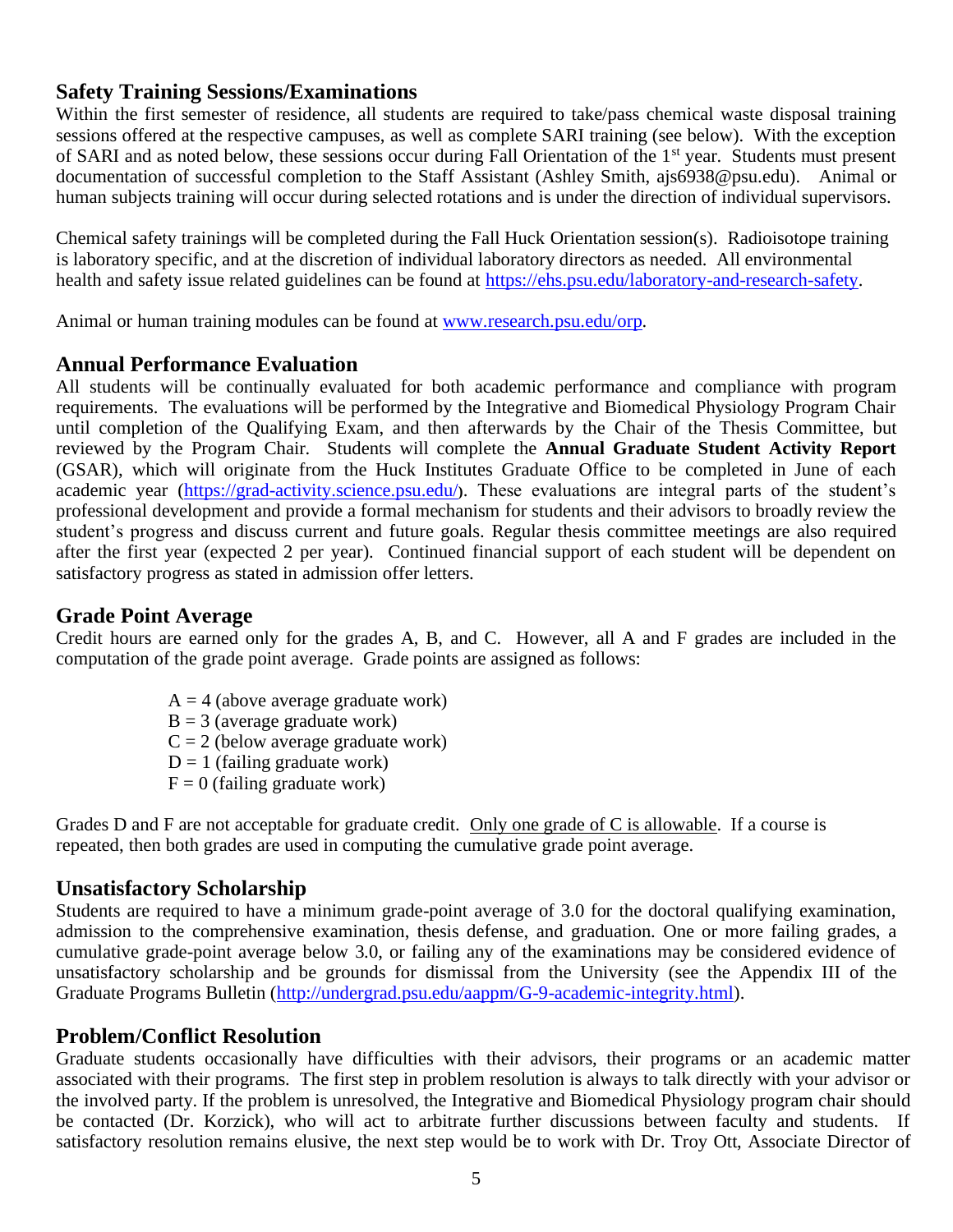## Safety Training Sessions/Examinations

Within the first semester of residence, all students are required to take/pass chemical waste disposal training sessions offered at the respective campuses, as well as complete SARI training (see below). With the exception of SARI and as noted below, these sessions occur during Fall Orientation of the 1st year. Students must present documentation of successful completion to the Staff Assistant (Ashley Smith, ajs6938@psu.edu). Animal or human subjects training will occur during selected rotations and is under the direction of individual supervisors.

Chemical safety trainings will be completed during the Fall Huck Orientation session(s). Radioisotope training is laboratory specific, and at the discretion of individual laboratory directors as needed. All environmental health and safety issue related guidelines can be found at https://ehs.psu.edu/laboratory-and-research-safety.

Animal or human training modules can be found at www.research.psu.edu/orp.

## Annual Performance Evaluation

All students will be continually evaluated for both academic performance and compliance with program requirements. The evaluations will be performed by the Integrative and Biomedical Physiology Program Chair until completion of the Qualifying Exam, and then afterwards by the Chair of the Thesis Committee, but reviewed by the Program Chair. Students will complete the **Annual Graduate Student Activity Report** (GSAR), which will originate from the Huck Institutes Graduate Office to be completed in June of each academic year (https://grad-activity.science.psu.edu/). These evaluations are integral parts of the student's professional development and provide a formal mechanism for students and their advisors to broadly review the student's progress and discuss current and future goals. Regular thesis committee meetings are also required after the first year (expected 2 per year). Continued financial support of each student will be dependent on satisfactory progress as stated in admission offer letters.

## Grade Point Average

Credit hours are earned only for the grades A, B, and C. However, all A and F grades are included in the computation of the grade point average. Grade points are assigned as follows:

A = 4 (above average graduate work)
B = 3 (average graduate work)
C = 2 (below average graduate work)
D = 1 (failing graduate work)
F = 0 (failing graduate work)

Grades D and F are not acceptable for graduate credit. Only one grade of C is allowable. If a course is repeated, then both grades are used in computing the cumulative grade point average.

## Unsatisfactory Scholarship

Students are required to have a minimum grade-point average of 3.0 for the doctoral qualifying examination, admission to the comprehensive examination, thesis defense, and graduation. One or more failing grades, a cumulative grade-point average below 3.0, or failing any of the examinations may be considered evidence of unsatisfactory scholarship and be grounds for dismissal from the University (see the Appendix III of the Graduate Programs Bulletin (http://undergrad.psu.edu/aappm/G-9-academic-integrity.html).

## Problem/Conflict Resolution

Graduate students occasionally have difficulties with their advisors, their programs or an academic matter associated with their programs. The first step in problem resolution is always to talk directly with your advisor or the involved party. If the problem is unresolved, the Integrative and Biomedical Physiology program chair should be contacted (Dr. Korzick), who will act to arbitrate further discussions between faculty and students. If satisfactory resolution remains elusive, the next step would be to work with Dr. Troy Ott, Associate Director of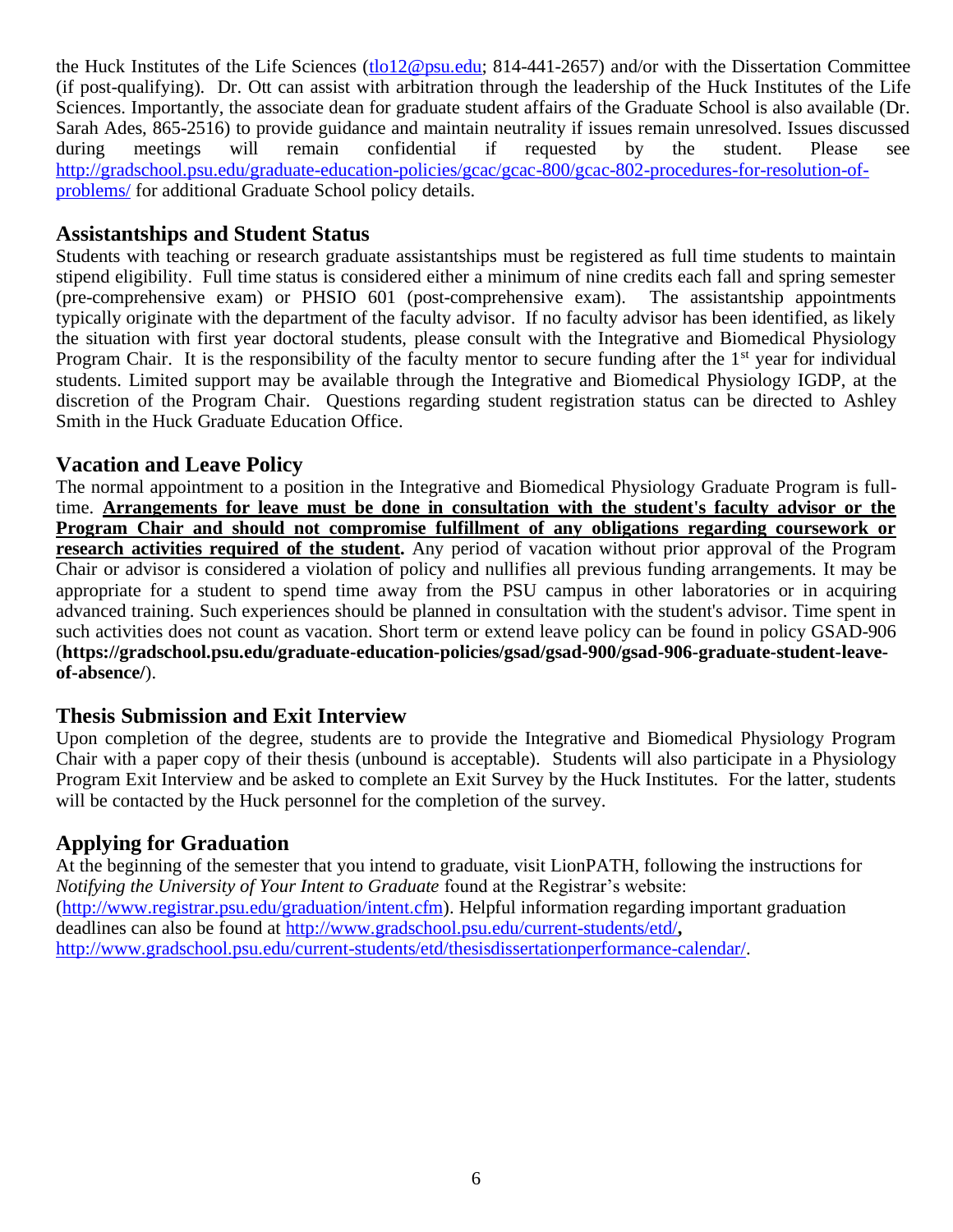the Huck Institutes of the Life Sciences (tlo12@psu.edu; 814-441-2657) and/or with the Dissertation Committee (if post-qualifying). Dr. Ott can assist with arbitration through the leadership of the Huck Institutes of the Life Sciences. Importantly, the associate dean for graduate student affairs of the Graduate School is also available (Dr. Sarah Ades, 865-2516) to provide guidance and maintain neutrality if issues remain unresolved. Issues discussed during meetings will remain confidential if requested by the student. Please see http://gradschool.psu.edu/graduate-education-policies/gcac/gcac-800/gcac-802-procedures-for-resolution-of-problems/ for additional Graduate School policy details.

## Assistantships and Student Status

Students with teaching or research graduate assistantships must be registered as full time students to maintain stipend eligibility. Full time status is considered either a minimum of nine credits each fall and spring semester (pre-comprehensive exam) or PHSIO 601 (post-comprehensive exam). The assistantship appointments typically originate with the department of the faculty advisor. If no faculty advisor has been identified, as likely the situation with first year doctoral students, please consult with the Integrative and Biomedical Physiology Program Chair. It is the responsibility of the faculty mentor to secure funding after the 1st year for individual students. Limited support may be available through the Integrative and Biomedical Physiology IGDP, at the discretion of the Program Chair. Questions regarding student registration status can be directed to Ashley Smith in the Huck Graduate Education Office.

## Vacation and Leave Policy

The normal appointment to a position in the Integrative and Biomedical Physiology Graduate Program is full-time. **Arrangements for leave must be done in consultation with the student's faculty advisor or the Program Chair and should not compromise fulfillment of any obligations regarding coursework or research activities required of the student.** Any period of vacation without prior approval of the Program Chair or advisor is considered a violation of policy and nullifies all previous funding arrangements. It may be appropriate for a student to spend time away from the PSU campus in other laboratories or in acquiring advanced training. Such experiences should be planned in consultation with the student's advisor. Time spent in such activities does not count as vacation. Short term or extend leave policy can be found in policy GSAD-906 (**https://gradschool.psu.edu/graduate-education-policies/gsad/gsad-900/gsad-906-graduate-student-leave-of-absence/**).

## Thesis Submission and Exit Interview

Upon completion of the degree, students are to provide the Integrative and Biomedical Physiology Program Chair with a paper copy of their thesis (unbound is acceptable). Students will also participate in a Physiology Program Exit Interview and be asked to complete an Exit Survey by the Huck Institutes. For the latter, students will be contacted by the Huck personnel for the completion of the survey.

## Applying for Graduation

At the beginning of the semester that you intend to graduate, visit LionPATH, following the instructions for *Notifying the University of Your Intent to Graduate* found at the Registrar's website: (http://www.registrar.psu.edu/graduation/intent.cfm). Helpful information regarding important graduation deadlines can also be found at http://www.gradschool.psu.edu/current-students/etd/, http://www.gradschool.psu.edu/current-students/etd/thesisdissertationperformance-calendar/.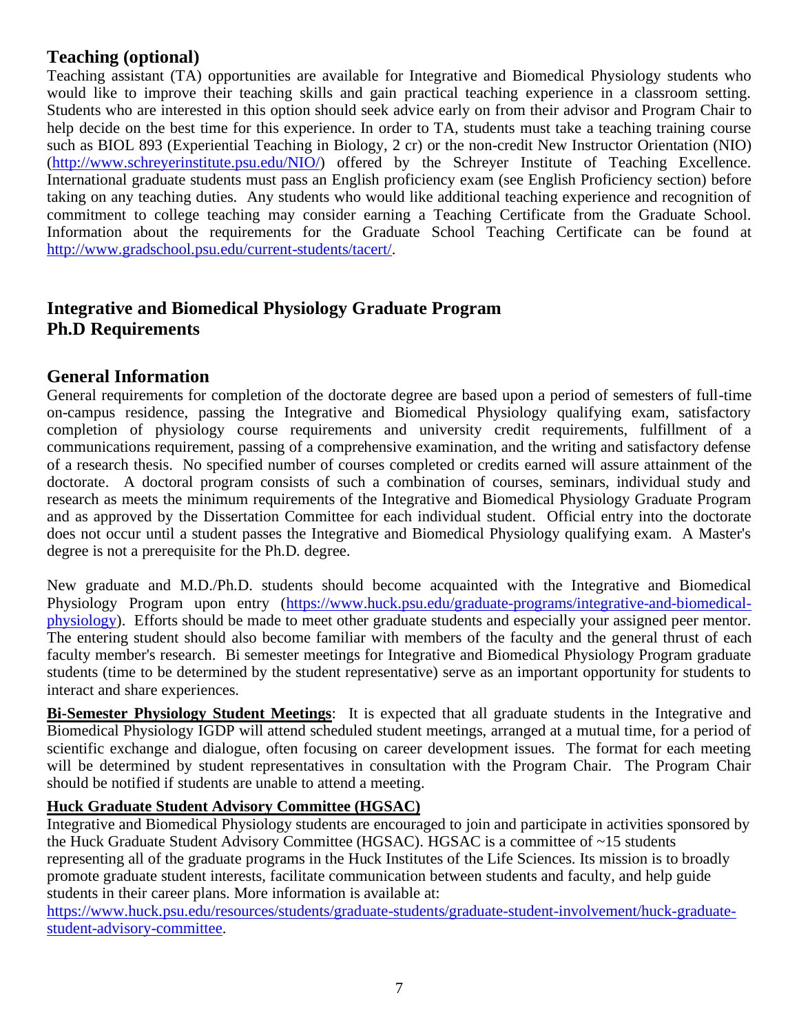## Teaching (optional)

Teaching assistant (TA) opportunities are available for Integrative and Biomedical Physiology students who would like to improve their teaching skills and gain practical teaching experience in a classroom setting. Students who are interested in this option should seek advice early on from their advisor and Program Chair to help decide on the best time for this experience. In order to TA, students must take a teaching training course such as BIOL 893 (Experiential Teaching in Biology, 2 cr) or the non-credit New Instructor Orientation (NIO) (http://www.schreyerinstitute.psu.edu/NIO/) offered by the Schreyer Institute of Teaching Excellence. International graduate students must pass an English proficiency exam (see English Proficiency section) before taking on any teaching duties. Any students who would like additional teaching experience and recognition of commitment to college teaching may consider earning a Teaching Certificate from the Graduate School. Information about the requirements for the Graduate School Teaching Certificate can be found at http://www.gradschool.psu.edu/current-students/tacert/.

# Integrative and Biomedical Physiology Graduate Program
# Ph.D Requirements

## General Information

General requirements for completion of the doctorate degree are based upon a period of semesters of full-time on-campus residence, passing the Integrative and Biomedical Physiology qualifying exam, satisfactory completion of physiology course requirements and university credit requirements, fulfillment of a communications requirement, passing of a comprehensive examination, and the writing and satisfactory defense of a research thesis. No specified number of courses completed or credits earned will assure attainment of the doctorate. A doctoral program consists of such a combination of courses, seminars, individual study and research as meets the minimum requirements of the Integrative and Biomedical Physiology Graduate Program and as approved by the Dissertation Committee for each individual student. Official entry into the doctorate does not occur until a student passes the Integrative and Biomedical Physiology qualifying exam. A Master's degree is not a prerequisite for the Ph.D. degree.

New graduate and M.D./Ph.D. students should become acquainted with the Integrative and Biomedical Physiology Program upon entry (https://www.huck.psu.edu/graduate-programs/integrative-and-biomedical-physiology). Efforts should be made to meet other graduate students and especially your assigned peer mentor. The entering student should also become familiar with members of the faculty and the general thrust of each faculty member's research. Bi semester meetings for Integrative and Biomedical Physiology Program graduate students (time to be determined by the student representative) serve as an important opportunity for students to interact and share experiences.

**Bi-Semester Physiology Student Meetings**: It is expected that all graduate students in the Integrative and Biomedical Physiology IGDP will attend scheduled student meetings, arranged at a mutual time, for a period of scientific exchange and dialogue, often focusing on career development issues. The format for each meeting will be determined by student representatives in consultation with the Program Chair. The Program Chair should be notified if students are unable to attend a meeting.

**Huck Graduate Student Advisory Committee (HGSAC)**

Integrative and Biomedical Physiology students are encouraged to join and participate in activities sponsored by the Huck Graduate Student Advisory Committee (HGSAC). HGSAC is a committee of ~15 students representing all of the graduate programs in the Huck Institutes of the Life Sciences. Its mission is to broadly promote graduate student interests, facilitate communication between students and faculty, and help guide students in their career plans. More information is available at: https://www.huck.psu.edu/resources/students/graduate-students/graduate-student-involvement/huck-graduate-student-advisory-committee.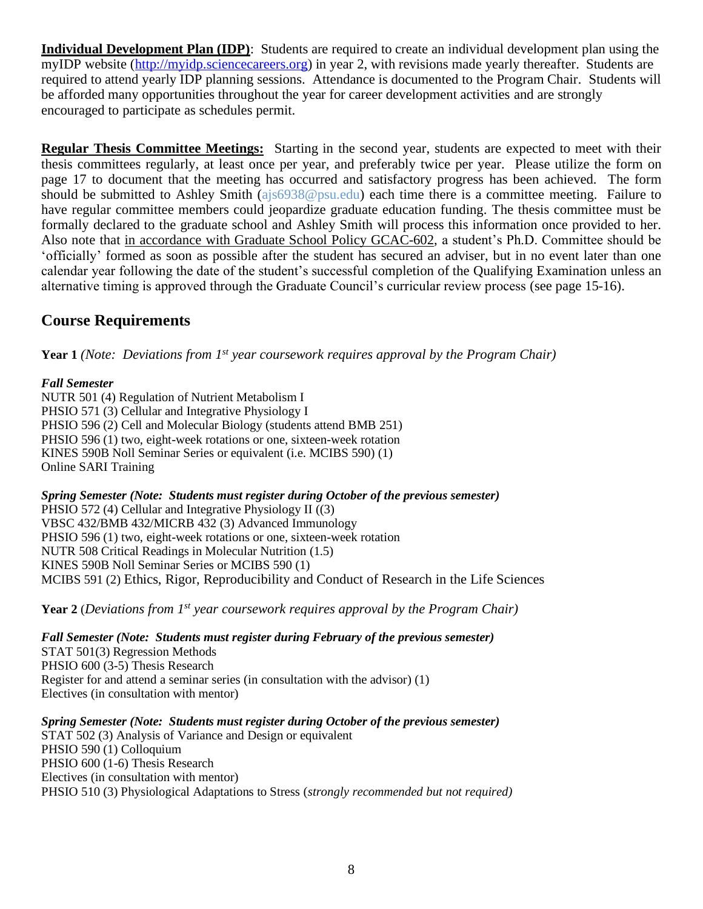**Individual Development Plan (IDP)**: Students are required to create an individual development plan using the myIDP website (http://myidp.sciencecareers.org) in year 2, with revisions made yearly thereafter. Students are required to attend yearly IDP planning sessions. Attendance is documented to the Program Chair. Students will be afforded many opportunities throughout the year for career development activities and are strongly encouraged to participate as schedules permit.

**Regular Thesis Committee Meetings:** Starting in the second year, students are expected to meet with their thesis committees regularly, at least once per year, and preferably twice per year. Please utilize the form on page 17 to document that the meeting has occurred and satisfactory progress has been achieved. The form should be submitted to Ashley Smith (ajs6938@psu.edu) each time there is a committee meeting. Failure to have regular committee members could jeopardize graduate education funding. The thesis committee must be formally declared to the graduate school and Ashley Smith will process this information once provided to her. Also note that in accordance with Graduate School Policy GCAC-602, a student's Ph.D. Committee should be 'officially' formed as soon as possible after the student has secured an adviser, but in no event later than one calendar year following the date of the student's successful completion of the Qualifying Examination unless an alternative timing is approved through the Graduate Council's curricular review process (see page 15-16).

## Course Requirements

**Year 1** *(Note: Deviations from 1st year coursework requires approval by the Program Chair)*

***Fall Semester***

NUTR 501 (4) Regulation of Nutrient Metabolism I
PHSIO 571 (3) Cellular and Integrative Physiology I
PHSIO 596 (2) Cell and Molecular Biology (students attend BMB 251)
PHSIO 596 (1) two, eight-week rotations or one, sixteen-week rotation
KINES 590B Noll Seminar Series or equivalent (i.e. MCIBS 590) (1)
Online SARI Training

***Spring Semester (Note: Students must register during October of the previous semester)***

PHSIO 572 (4) Cellular and Integrative Physiology II ((3)
VBSC 432/BMB 432/MICRB 432 (3) Advanced Immunology
PHSIO 596 (1) two, eight-week rotations or one, sixteen-week rotation
NUTR 508 Critical Readings in Molecular Nutrition (1.5)
KINES 590B Noll Seminar Series or MCIBS 590 (1)
MCIBS 591 (2) Ethics, Rigor, Reproducibility and Conduct of Research in the Life Sciences

**Year 2** (*Deviations from 1st year coursework requires approval by the Program Chair)*

***Fall Semester (Note: Students must register during February of the previous semester)***

STAT 501(3) Regression Methods
PHSIO 600 (3-5) Thesis Research
Register for and attend a seminar series (in consultation with the advisor) (1)
Electives (in consultation with mentor)

***Spring Semester (Note: Students must register during October of the previous semester)***

STAT 502 (3) Analysis of Variance and Design or equivalent
PHSIO 590 (1) Colloquium
PHSIO 600 (1-6) Thesis Research
Electives (in consultation with mentor)
PHSIO 510 (3) Physiological Adaptations to Stress (*strongly recommended but not required)*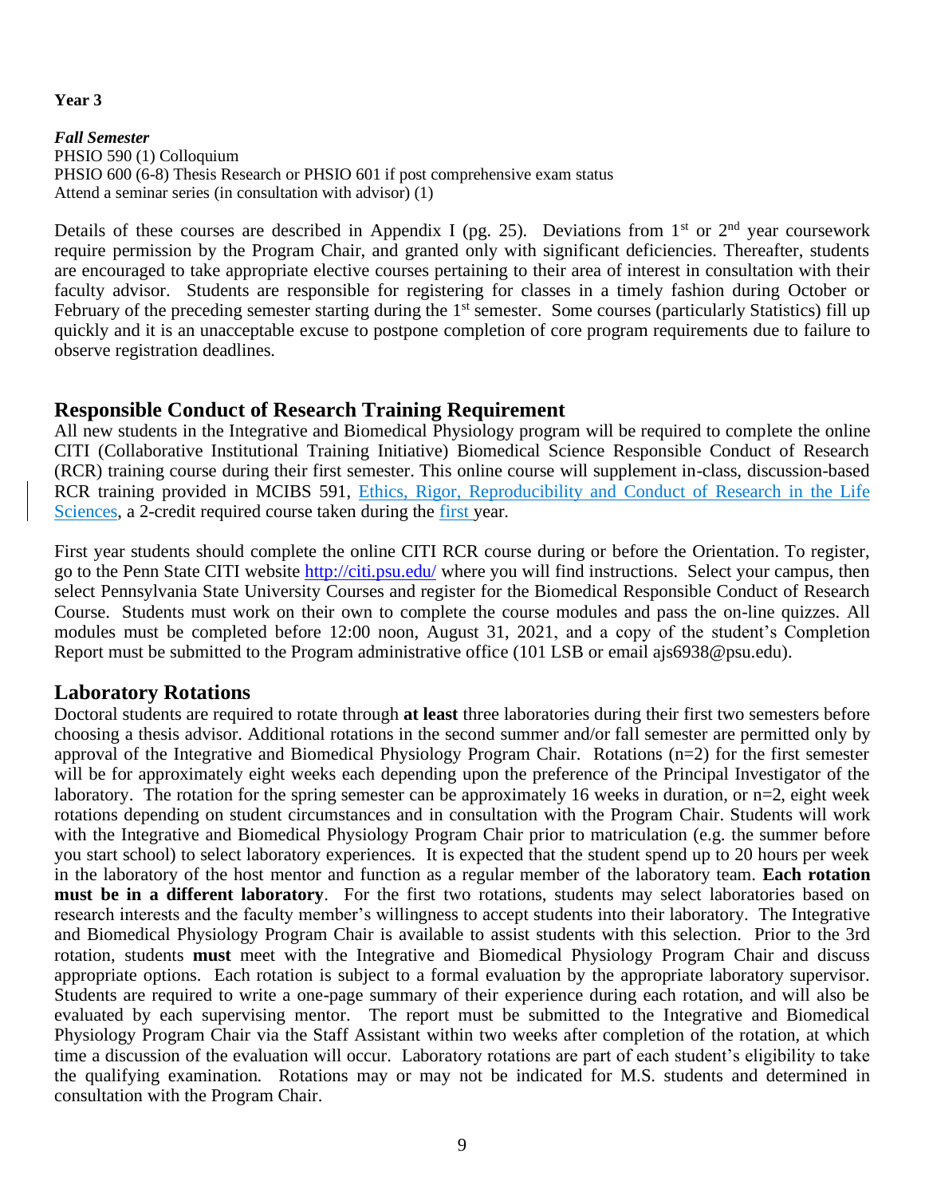**Year 3**

***Fall Semester***
PHSIO 590 (1) Colloquium
PHSIO 600 (6-8) Thesis Research or PHSIO 601 if post comprehensive exam status
Attend a seminar series (in consultation with advisor) (1)

Details of these courses are described in Appendix I (pg. 25). Deviations from 1st or 2nd year coursework require permission by the Program Chair, and granted only with significant deficiencies. Thereafter, students are encouraged to take appropriate elective courses pertaining to their area of interest in consultation with their faculty advisor. Students are responsible for registering for classes in a timely fashion during October or February of the preceding semester starting during the 1st semester. Some courses (particularly Statistics) fill up quickly and it is an unacceptable excuse to postpone completion of core program requirements due to failure to observe registration deadlines.

## Responsible Conduct of Research Training Requirement

All new students in the Integrative and Biomedical Physiology program will be required to complete the online CITI (Collaborative Institutional Training Initiative) Biomedical Science Responsible Conduct of Research (RCR) training course during their first semester. This online course will supplement in-class, discussion-based RCR training provided in MCIBS 591, Ethics, Rigor, Reproducibility and Conduct of Research in the Life Sciences, a 2-credit required course taken during the first year.

First year students should complete the online CITI RCR course during or before the Orientation. To register, go to the Penn State CITI website http://citi.psu.edu/ where you will find instructions. Select your campus, then select Pennsylvania State University Courses and register for the Biomedical Responsible Conduct of Research Course. Students must work on their own to complete the course modules and pass the on-line quizzes. All modules must be completed before 12:00 noon, August 31, 2021, and a copy of the student's Completion Report must be submitted to the Program administrative office (101 LSB or email ajs6938@psu.edu).

## Laboratory Rotations

Doctoral students are required to rotate through **at least** three laboratories during their first two semesters before choosing a thesis advisor. Additional rotations in the second summer and/or fall semester are permitted only by approval of the Integrative and Biomedical Physiology Program Chair. Rotations (n=2) for the first semester will be for approximately eight weeks each depending upon the preference of the Principal Investigator of the laboratory. The rotation for the spring semester can be approximately 16 weeks in duration, or n=2, eight week rotations depending on student circumstances and in consultation with the Program Chair. Students will work with the Integrative and Biomedical Physiology Program Chair prior to matriculation (e.g. the summer before you start school) to select laboratory experiences. It is expected that the student spend up to 20 hours per week in the laboratory of the host mentor and function as a regular member of the laboratory team. **Each rotation must be in a different laboratory**. For the first two rotations, students may select laboratories based on research interests and the faculty member's willingness to accept students into their laboratory. The Integrative and Biomedical Physiology Program Chair is available to assist students with this selection. Prior to the 3rd rotation, students **must** meet with the Integrative and Biomedical Physiology Program Chair and discuss appropriate options. Each rotation is subject to a formal evaluation by the appropriate laboratory supervisor. Students are required to write a one-page summary of their experience during each rotation, and will also be evaluated by each supervising mentor. The report must be submitted to the Integrative and Biomedical Physiology Program Chair via the Staff Assistant within two weeks after completion of the rotation, at which time a discussion of the evaluation will occur. Laboratory rotations are part of each student's eligibility to take the qualifying examination. Rotations may or may not be indicated for M.S. students and determined in consultation with the Program Chair.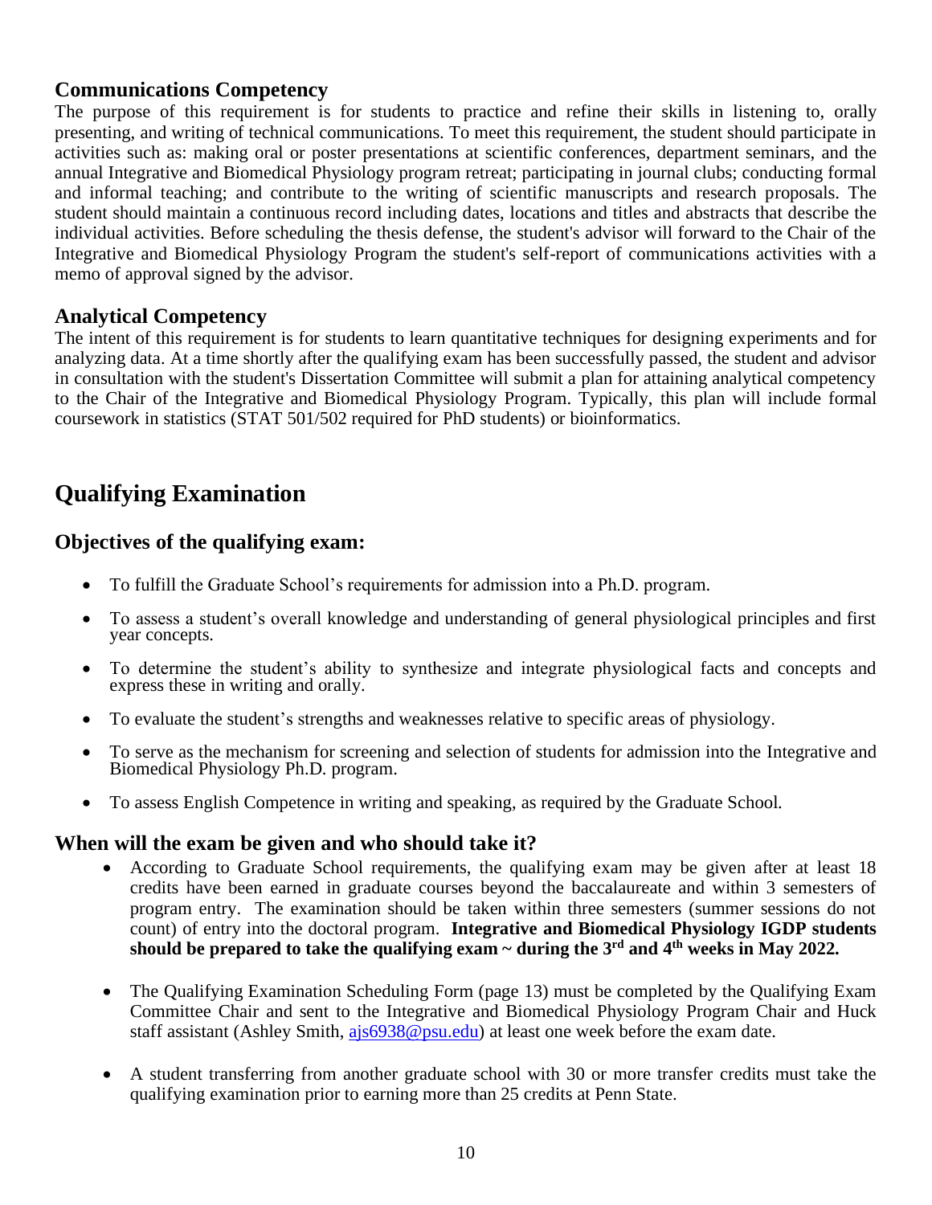### Communications Competency

The purpose of this requirement is for students to practice and refine their skills in listening to, orally presenting, and writing of technical communications. To meet this requirement, the student should participate in activities such as: making oral or poster presentations at scientific conferences, department seminars, and the annual Integrative and Biomedical Physiology program retreat; participating in journal clubs; conducting formal and informal teaching; and contribute to the writing of scientific manuscripts and research proposals. The student should maintain a continuous record including dates, locations and titles and abstracts that describe the individual activities. Before scheduling the thesis defense, the student's advisor will forward to the Chair of the Integrative and Biomedical Physiology Program the student's self-report of communications activities with a memo of approval signed by the advisor.

### Analytical Competency

The intent of this requirement is for students to learn quantitative techniques for designing experiments and for analyzing data. At a time shortly after the qualifying exam has been successfully passed, the student and advisor in consultation with the student's Dissertation Committee will submit a plan for attaining analytical competency to the Chair of the Integrative and Biomedical Physiology Program. Typically, this plan will include formal coursework in statistics (STAT 501/502 required for PhD students) or bioinformatics.

## Qualifying Examination

### Objectives of the qualifying exam:

- To fulfill the Graduate School's requirements for admission into a Ph.D. program.
- To assess a student's overall knowledge and understanding of general physiological principles and first year concepts.
- To determine the student's ability to synthesize and integrate physiological facts and concepts and express these in writing and orally.
- To evaluate the student's strengths and weaknesses relative to specific areas of physiology.
- To serve as the mechanism for screening and selection of students for admission into the Integrative and Biomedical Physiology Ph.D. program.
- To assess English Competence in writing and speaking, as required by the Graduate School.

### When will the exam be given and who should take it?

- According to Graduate School requirements, the qualifying exam may be given after at least 18 credits have been earned in graduate courses beyond the baccalaureate and within 3 semesters of program entry. The examination should be taken within three semesters (summer sessions do not count) of entry into the doctoral program. **Integrative and Biomedical Physiology IGDP students should be prepared to take the qualifying exam ~ during the 3rd and 4th weeks in May 2022.**
- The Qualifying Examination Scheduling Form (page 13) must be completed by the Qualifying Exam Committee Chair and sent to the Integrative and Biomedical Physiology Program Chair and Huck staff assistant (Ashley Smith, [ajs6938@psu.edu](mailto:ajs6938@psu.edu)) at least one week before the exam date.
- A student transferring from another graduate school with 30 or more transfer credits must take the qualifying examination prior to earning more than 25 credits at Penn State.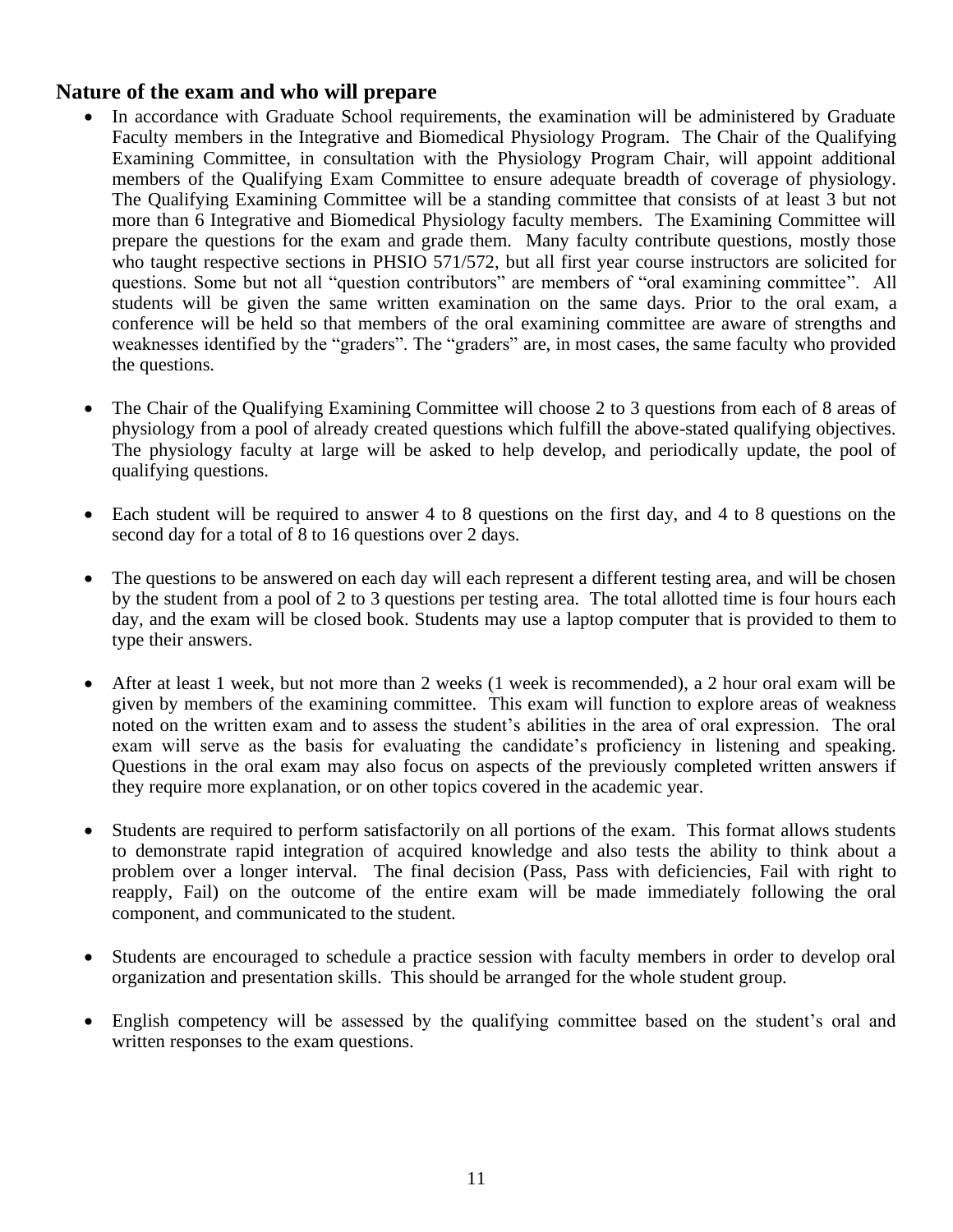## Nature of the exam and who will prepare

- In accordance with Graduate School requirements, the examination will be administered by Graduate Faculty members in the Integrative and Biomedical Physiology Program. The Chair of the Qualifying Examining Committee, in consultation with the Physiology Program Chair, will appoint additional members of the Qualifying Exam Committee to ensure adequate breadth of coverage of physiology. The Qualifying Examining Committee will be a standing committee that consists of at least 3 but not more than 6 Integrative and Biomedical Physiology faculty members. The Examining Committee will prepare the questions for the exam and grade them. Many faculty contribute questions, mostly those who taught respective sections in PHSIO 571/572, but all first year course instructors are solicited for questions. Some but not all "question contributors" are members of "oral examining committee". All students will be given the same written examination on the same days. Prior to the oral exam, a conference will be held so that members of the oral examining committee are aware of strengths and weaknesses identified by the "graders". The "graders" are, in most cases, the same faculty who provided the questions.

- The Chair of the Qualifying Examining Committee will choose 2 to 3 questions from each of 8 areas of physiology from a pool of already created questions which fulfill the above-stated qualifying objectives. The physiology faculty at large will be asked to help develop, and periodically update, the pool of qualifying questions.

- Each student will be required to answer 4 to 8 questions on the first day, and 4 to 8 questions on the second day for a total of 8 to 16 questions over 2 days.

- The questions to be answered on each day will each represent a different testing area, and will be chosen by the student from a pool of 2 to 3 questions per testing area. The total allotted time is four hours each day, and the exam will be closed book. Students may use a laptop computer that is provided to them to type their answers.

- After at least 1 week, but not more than 2 weeks (1 week is recommended), a 2 hour oral exam will be given by members of the examining committee. This exam will function to explore areas of weakness noted on the written exam and to assess the student's abilities in the area of oral expression. The oral exam will serve as the basis for evaluating the candidate's proficiency in listening and speaking. Questions in the oral exam may also focus on aspects of the previously completed written answers if they require more explanation, or on other topics covered in the academic year.

- Students are required to perform satisfactorily on all portions of the exam. This format allows students to demonstrate rapid integration of acquired knowledge and also tests the ability to think about a problem over a longer interval. The final decision (Pass, Pass with deficiencies, Fail with right to reapply, Fail) on the outcome of the entire exam will be made immediately following the oral component, and communicated to the student.

- Students are encouraged to schedule a practice session with faculty members in order to develop oral organization and presentation skills. This should be arranged for the whole student group.

- English competency will be assessed by the qualifying committee based on the student's oral and written responses to the exam questions.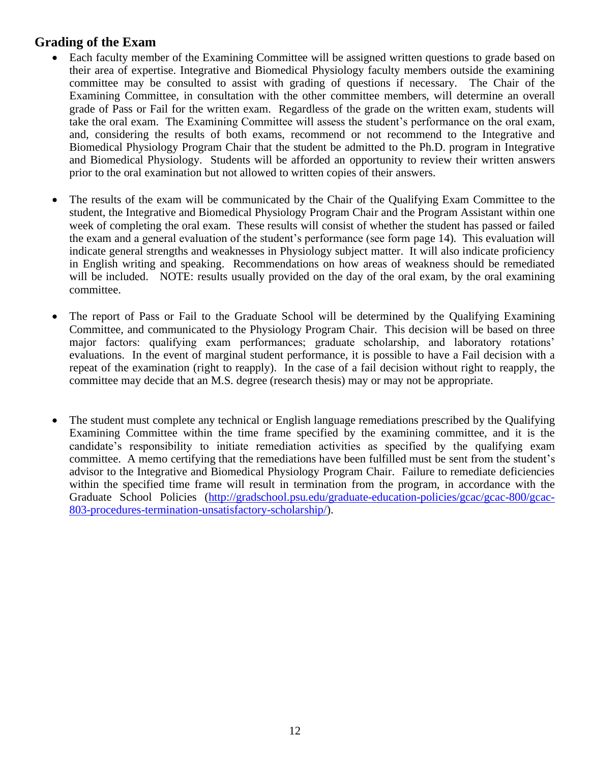## Grading of the Exam

- Each faculty member of the Examining Committee will be assigned written questions to grade based on their area of expertise. Integrative and Biomedical Physiology faculty members outside the examining committee may be consulted to assist with grading of questions if necessary. The Chair of the Examining Committee, in consultation with the other committee members, will determine an overall grade of Pass or Fail for the written exam. Regardless of the grade on the written exam, students will take the oral exam. The Examining Committee will assess the student's performance on the oral exam, and, considering the results of both exams, recommend or not recommend to the Integrative and Biomedical Physiology Program Chair that the student be admitted to the Ph.D. program in Integrative and Biomedical Physiology. Students will be afforded an opportunity to review their written answers prior to the oral examination but not allowed to written copies of their answers.

- The results of the exam will be communicated by the Chair of the Qualifying Exam Committee to the student, the Integrative and Biomedical Physiology Program Chair and the Program Assistant within one week of completing the oral exam. These results will consist of whether the student has passed or failed the exam and a general evaluation of the student's performance (see form page 14). This evaluation will indicate general strengths and weaknesses in Physiology subject matter. It will also indicate proficiency in English writing and speaking. Recommendations on how areas of weakness should be remediated will be included. NOTE: results usually provided on the day of the oral exam, by the oral examining committee.

- The report of Pass or Fail to the Graduate School will be determined by the Qualifying Examining Committee, and communicated to the Physiology Program Chair. This decision will be based on three major factors: qualifying exam performances; graduate scholarship, and laboratory rotations' evaluations. In the event of marginal student performance, it is possible to have a Fail decision with a repeat of the examination (right to reapply). In the case of a fail decision without right to reapply, the committee may decide that an M.S. degree (research thesis) may or may not be appropriate.

- The student must complete any technical or English language remediations prescribed by the Qualifying Examining Committee within the time frame specified by the examining committee, and it is the candidate's responsibility to initiate remediation activities as specified by the qualifying exam committee. A memo certifying that the remediations have been fulfilled must be sent from the student's advisor to the Integrative and Biomedical Physiology Program Chair. Failure to remediate deficiencies within the specified time frame will result in termination from the program, in accordance with the Graduate School Policies (http://gradschool.psu.edu/graduate-education-policies/gcac/gcac-800/gcac-803-procedures-termination-unsatisfactory-scholarship/).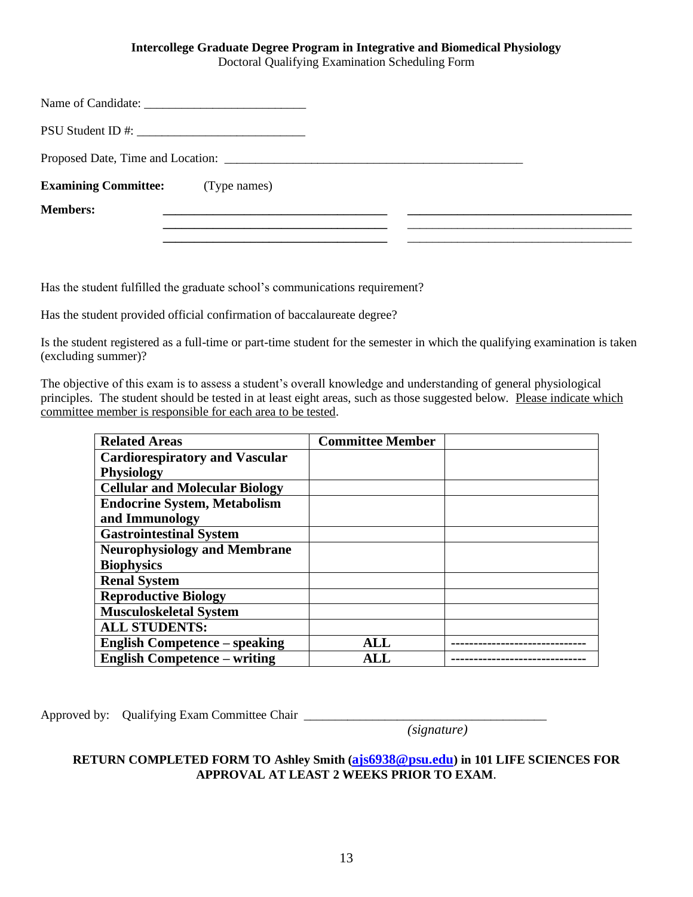**Intercollege Graduate Degree Program in Integrative and Biomedical Physiology**
Doctoral Qualifying Examination Scheduling Form

Name of Candidate: __________________________

PSU Student ID #: ___________________________

Proposed Date, Time and Location: __________________________________________________

**Examining Committee:** (Type names)

**Members:** ____________________________________ ____________________________________
____________________________________ ____________________________________
____________________________________ ____________________________________

Has the student fulfilled the graduate school's communications requirement?

Has the student provided official confirmation of baccalaureate degree?

Is the student registered as a full-time or part-time student for the semester in which the qualifying examination is taken (excluding summer)?

The objective of this exam is to assess a student's overall knowledge and understanding of general physiological principles. The student should be tested in at least eight areas, such as those suggested below. Please indicate which committee member is responsible for each area to be tested.

| **Related Areas** | **Committee Member** | |
|---|---|---|
| **Cardiorespiratory and Vascular Physiology** | | |
| **Cellular and Molecular Biology** | | |
| **Endocrine System, Metabolism and Immunology** | | |
| **Gastrointestinal System** | | |
| **Neurophysiology and Membrane Biophysics** | | |
| **Renal System** | | |
| **Reproductive Biology** | | |
| **Musculoskeletal System** | | |
| **ALL STUDENTS:** | | |
| **English Competence – speaking** | **ALL** | ------------------------------ |
| **English Competence – writing** | **ALL** | ------------------------------ |

Approved by: Qualifying Exam Committee Chair ______________________________________
*(signature)*

**RETURN COMPLETED FORM TO Ashley Smith (ajs6938@psu.edu) in 101 LIFE SCIENCES FOR APPROVAL AT LEAST 2 WEEKS PRIOR TO EXAM.**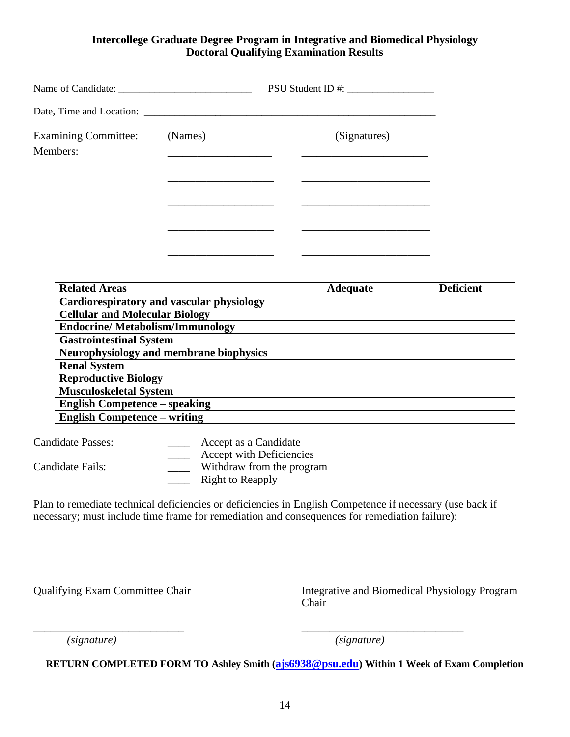**Intercollege Graduate Degree Program in Integrative and Biomedical Physiology**
**Doctoral Qualifying Examination Results**

Name of Candidate: ___________________________ PSU Student ID #: _________________

Date, Time and Location: ____________________________________________________________

Examining Committee: (Names) (Signatures)

Members:

___________________ _______________________

___________________ _______________________

___________________ _______________________

___________________ _______________________

___________________ _______________________

| Related Areas | Adequate | Deficient |
|---|---|---|
| **Cardiorespiratory and vascular physiology** | | |
| **Cellular and Molecular Biology** | | |
| **Endocrine/ Metabolism/Immunology** | | |
| **Gastrointestinal System** | | |
| **Neurophysiology and membrane biophysics** | | |
| **Renal System** | | |
| **Reproductive Biology** | | |
| **Musculoskeletal System** | | |
| **English Competence – speaking** | | |
| **English Competence – writing** | | |

Candidate Passes: ____ Accept as a Candidate
____ Accept with Deficiencies
Candidate Fails: ____ Withdraw from the program
____ Right to Reapply

Plan to remediate technical deficiencies or deficiencies in English Competence if necessary (use back if necessary; must include time frame for remediation and consequences for remediation failure):

Qualifying Exam Committee Chair

___________________________
*(signature)*

Integrative and Biomedical Physiology Program Chair

______________________________
*(signature)*

**RETURN COMPLETED FORM TO Ashley Smith (ajs6938@psu.edu) Within 1 Week of Exam Completion**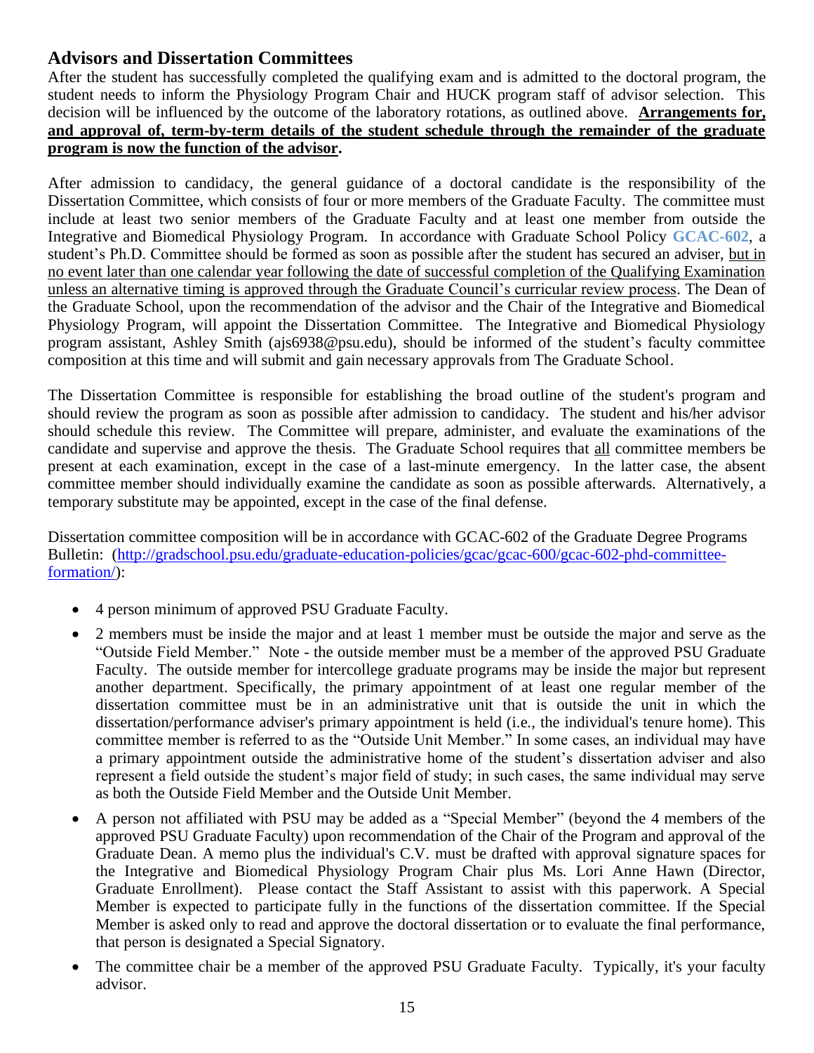## Advisors and Dissertation Committees

After the student has successfully completed the qualifying exam and is admitted to the doctoral program, the student needs to inform the Physiology Program Chair and HUCK program staff of advisor selection. This decision will be influenced by the outcome of the laboratory rotations, as outlined above. **Arrangements for, and approval of, term-by-term details of the student schedule through the remainder of the graduate program is now the function of the advisor.**

After admission to candidacy, the general guidance of a doctoral candidate is the responsibility of the Dissertation Committee, which consists of four or more members of the Graduate Faculty. The committee must include at least two senior members of the Graduate Faculty and at least one member from outside the Integrative and Biomedical Physiology Program. In accordance with Graduate School Policy **GCAC-602**, a student's Ph.D. Committee should be formed as soon as possible after the student has secured an adviser, but in no event later than one calendar year following the date of successful completion of the Qualifying Examination unless an alternative timing is approved through the Graduate Council's curricular review process. The Dean of the Graduate School, upon the recommendation of the advisor and the Chair of the Integrative and Biomedical Physiology Program, will appoint the Dissertation Committee. The Integrative and Biomedical Physiology program assistant, Ashley Smith (ajs6938@psu.edu), should be informed of the student's faculty committee composition at this time and will submit and gain necessary approvals from The Graduate School.

The Dissertation Committee is responsible for establishing the broad outline of the student's program and should review the program as soon as possible after admission to candidacy. The student and his/her advisor should schedule this review. The Committee will prepare, administer, and evaluate the examinations of the candidate and supervise and approve the thesis. The Graduate School requires that all committee members be present at each examination, except in the case of a last-minute emergency. In the latter case, the absent committee member should individually examine the candidate as soon as possible afterwards. Alternatively, a temporary substitute may be appointed, except in the case of the final defense.

Dissertation committee composition will be in accordance with GCAC-602 of the Graduate Degree Programs Bulletin: (http://gradschool.psu.edu/graduate-education-policies/gcac/gcac-600/gcac-602-phd-committee-formation/):

- 4 person minimum of approved PSU Graduate Faculty.
- 2 members must be inside the major and at least 1 member must be outside the major and serve as the "Outside Field Member." Note - the outside member must be a member of the approved PSU Graduate Faculty. The outside member for intercollege graduate programs may be inside the major but represent another department. Specifically, the primary appointment of at least one regular member of the dissertation committee must be in an administrative unit that is outside the unit in which the dissertation/performance adviser's primary appointment is held (i.e., the individual's tenure home). This committee member is referred to as the "Outside Unit Member." In some cases, an individual may have a primary appointment outside the administrative home of the student's dissertation adviser and also represent a field outside the student's major field of study; in such cases, the same individual may serve as both the Outside Field Member and the Outside Unit Member.
- A person not affiliated with PSU may be added as a "Special Member" (beyond the 4 members of the approved PSU Graduate Faculty) upon recommendation of the Chair of the Program and approval of the Graduate Dean. A memo plus the individual's C.V. must be drafted with approval signature spaces for the Integrative and Biomedical Physiology Program Chair plus Ms. Lori Anne Hawn (Director, Graduate Enrollment). Please contact the Staff Assistant to assist with this paperwork. A Special Member is expected to participate fully in the functions of the dissertation committee. If the Special Member is asked only to read and approve the doctoral dissertation or to evaluate the final performance, that person is designated a Special Signatory.
- The committee chair be a member of the approved PSU Graduate Faculty. Typically, it's your faculty advisor.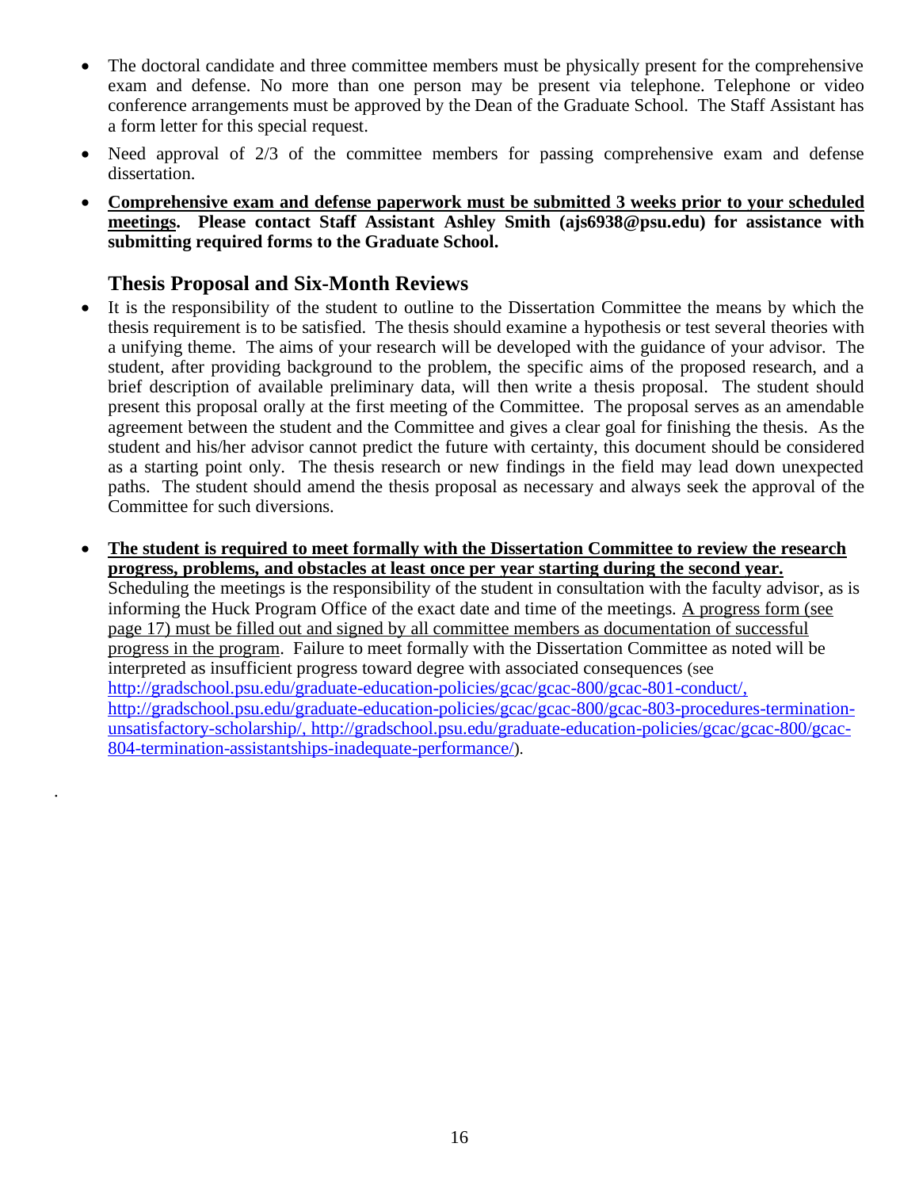- The doctoral candidate and three committee members must be physically present for the comprehensive exam and defense. No more than one person may be present via telephone. Telephone or video conference arrangements must be approved by the Dean of the Graduate School. The Staff Assistant has a form letter for this special request.
- Need approval of 2/3 of the committee members for passing comprehensive exam and defense dissertation.
- **<u>Comprehensive exam and defense paperwork must be submitted 3 weeks prior to your scheduled meetings</u>. Please contact Staff Assistant Ashley Smith (ajs6938@psu.edu) for assistance with submitting required forms to the Graduate School.**

## Thesis Proposal and Six-Month Reviews

- It is the responsibility of the student to outline to the Dissertation Committee the means by which the thesis requirement is to be satisfied. The thesis should examine a hypothesis or test several theories with a unifying theme. The aims of your research will be developed with the guidance of your advisor. The student, after providing background to the problem, the specific aims of the proposed research, and a brief description of available preliminary data, will then write a thesis proposal. The student should present this proposal orally at the first meeting of the Committee. The proposal serves as an amendable agreement between the student and the Committee and gives a clear goal for finishing the thesis. As the student and his/her advisor cannot predict the future with certainty, this document should be considered as a starting point only. The thesis research or new findings in the field may lead down unexpected paths. The student should amend the thesis proposal as necessary and always seek the approval of the Committee for such diversions.

- **<u>The student is required to meet formally with the Dissertation Committee to review the research progress, problems, and obstacles at least once per year starting during the second year.</u>** Scheduling the meetings is the responsibility of the student in consultation with the faculty advisor, as is informing the Huck Program Office of the exact date and time of the meetings. <u>A progress form (see page 17) must be filled out and signed by all committee members as documentation of successful progress in the program</u>. Failure to meet formally with the Dissertation Committee as noted will be interpreted as insufficient progress toward degree with associated consequences (see http://gradschool.psu.edu/graduate-education-policies/gcac/gcac-800/gcac-801-conduct/, http://gradschool.psu.edu/graduate-education-policies/gcac/gcac-800/gcac-803-procedures-termination-unsatisfactory-scholarship/, http://gradschool.psu.edu/graduate-education-policies/gcac/gcac-800/gcac-804-termination-assistantships-inadequate-performance/).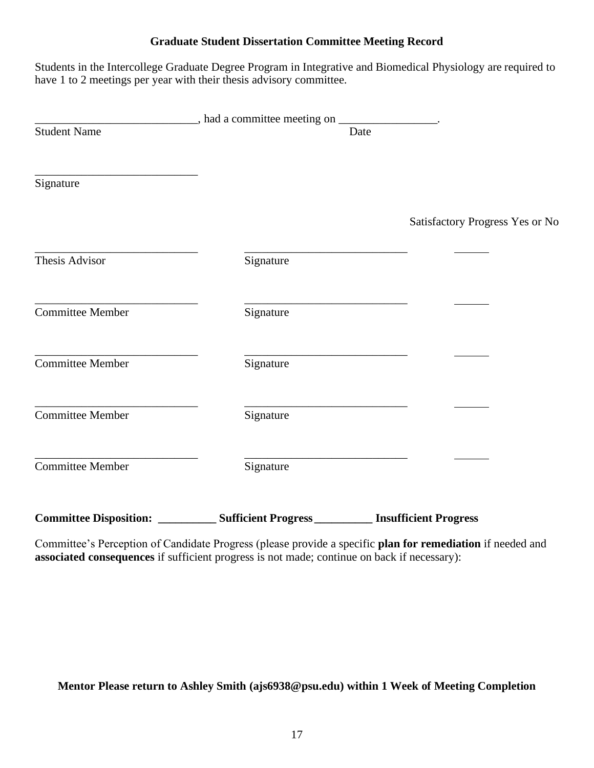**Graduate Student Dissertation Committee Meeting Record**

Students in the Intercollege Graduate Degree Program in Integrative and Biomedical Physiology are required to have 1 to 2 meetings per year with their thesis advisory committee.

____________________________, had a committee meeting on _________________.
Student Name                                                                                    Date

____________________________
Signature

| | | Satisfactory Progress Yes or No |
|---|---|---|
| ____________________________ Thesis Advisor | ____________________________ Signature | ______ |
| ____________________________ Committee Member | ____________________________ Signature | ______ |
| ____________________________ Committee Member | ____________________________ Signature | ______ |
| ____________________________ Committee Member | ____________________________ Signature | ______ |
| ____________________________ Committee Member | ____________________________ Signature | ______ |

**Committee Disposition: __________ Sufficient Progress __________ Insufficient Progress**

Committee's Perception of Candidate Progress (please provide a specific **plan for remediation** if needed and **associated consequences** if sufficient progress is not made; continue on back if necessary):

**Mentor Please return to Ashley Smith (ajs6938@psu.edu) within 1 Week of Meeting Completion**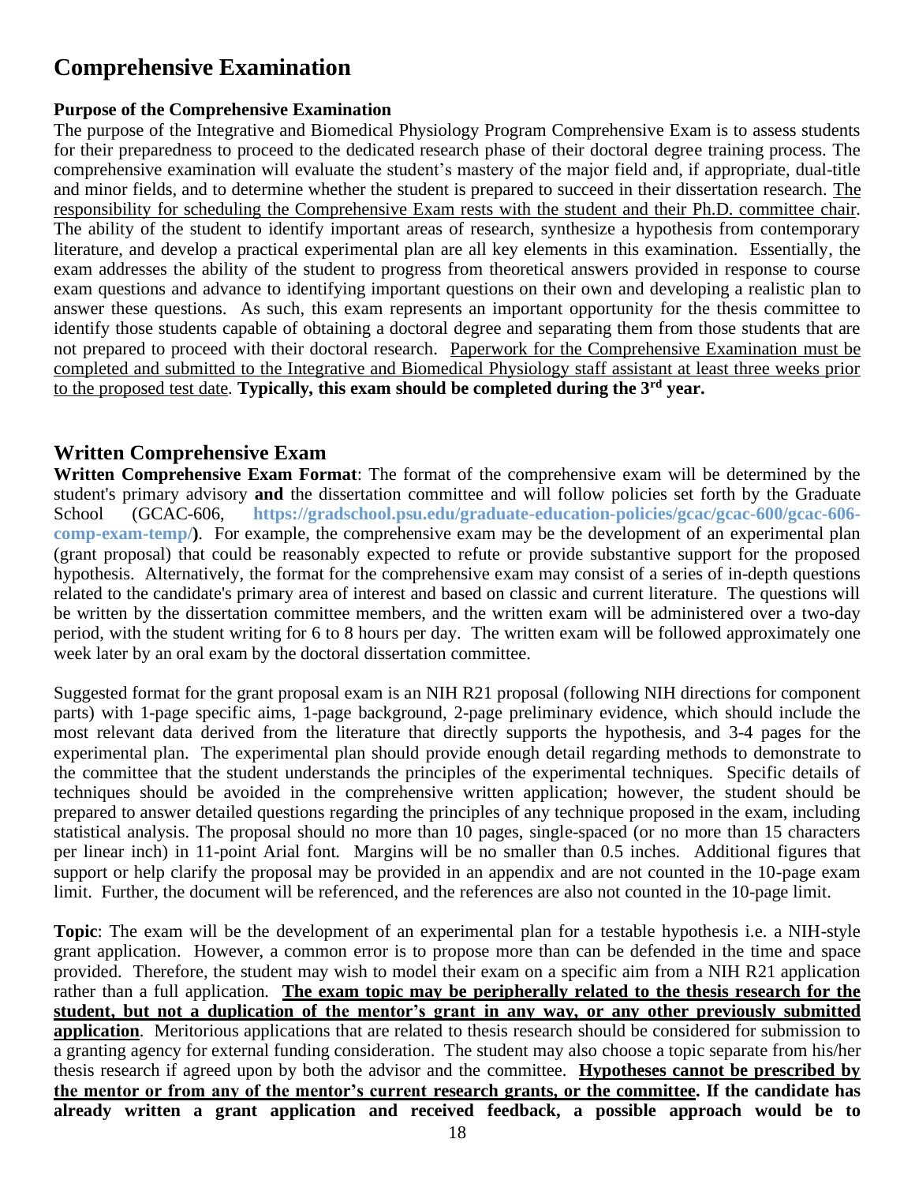# Comprehensive Examination

**Purpose of the Comprehensive Examination**

The purpose of the Integrative and Biomedical Physiology Program Comprehensive Exam is to assess students for their preparedness to proceed to the dedicated research phase of their doctoral degree training process. The comprehensive examination will evaluate the student's mastery of the major field and, if appropriate, dual-title and minor fields, and to determine whether the student is prepared to succeed in their dissertation research. <u>The responsibility for scheduling the Comprehensive Exam rests with the student and their Ph.D. committee chair</u>. The ability of the student to identify important areas of research, synthesize a hypothesis from contemporary literature, and develop a practical experimental plan are all key elements in this examination. Essentially, the exam addresses the ability of the student to progress from theoretical answers provided in response to course exam questions and advance to identifying important questions on their own and developing a realistic plan to answer these questions. As such, this exam represents an important opportunity for the thesis committee to identify those students capable of obtaining a doctoral degree and separating them from those students that are not prepared to proceed with their doctoral research. <u>Paperwork for the Comprehensive Examination must be completed and submitted to the Integrative and Biomedical Physiology staff assistant at least three weeks prior to the proposed test date</u>. **Typically, this exam should be completed during the 3rd year.**

## Written Comprehensive Exam

**Written Comprehensive Exam Format**: The format of the comprehensive exam will be determined by the student's primary advisory **and** the dissertation committee and will follow policies set forth by the Graduate School (GCAC-606, **https://gradschool.psu.edu/graduate-education-policies/gcac/gcac-600/gcac-606-comp-exam-temp/)**. For example, the comprehensive exam may be the development of an experimental plan (grant proposal) that could be reasonably expected to refute or provide substantive support for the proposed hypothesis. Alternatively, the format for the comprehensive exam may consist of a series of in-depth questions related to the candidate's primary area of interest and based on classic and current literature. The questions will be written by the dissertation committee members, and the written exam will be administered over a two-day period, with the student writing for 6 to 8 hours per day. The written exam will be followed approximately one week later by an oral exam by the doctoral dissertation committee.

Suggested format for the grant proposal exam is an NIH R21 proposal (following NIH directions for component parts) with 1-page specific aims, 1-page background, 2-page preliminary evidence, which should include the most relevant data derived from the literature that directly supports the hypothesis, and 3-4 pages for the experimental plan. The experimental plan should provide enough detail regarding methods to demonstrate to the committee that the student understands the principles of the experimental techniques. Specific details of techniques should be avoided in the comprehensive written application; however, the student should be prepared to answer detailed questions regarding the principles of any technique proposed in the exam, including statistical analysis. The proposal should no more than 10 pages, single-spaced (or no more than 15 characters per linear inch) in 11-point Arial font. Margins will be no smaller than 0.5 inches. Additional figures that support or help clarify the proposal may be provided in an appendix and are not counted in the 10-page exam limit. Further, the document will be referenced, and the references are also not counted in the 10-page limit.

**Topic**: The exam will be the development of an experimental plan for a testable hypothesis i.e. a NIH-style grant application. However, a common error is to propose more than can be defended in the time and space provided. Therefore, the student may wish to model their exam on a specific aim from a NIH R21 application rather than a full application. **<u>The exam topic may be peripherally related to the thesis research for the student, but not a duplication of the mentor's grant in any way, or any other previously submitted application</u>**. Meritorious applications that are related to thesis research should be considered for submission to a granting agency for external funding consideration. The student may also choose a topic separate from his/her thesis research if agreed upon by both the advisor and the committee. **<u>Hypotheses cannot be prescribed by the mentor or from any of the mentor's current research grants, or the committee</u>. If the candidate has already written a grant application and received feedback, a possible approach would be to**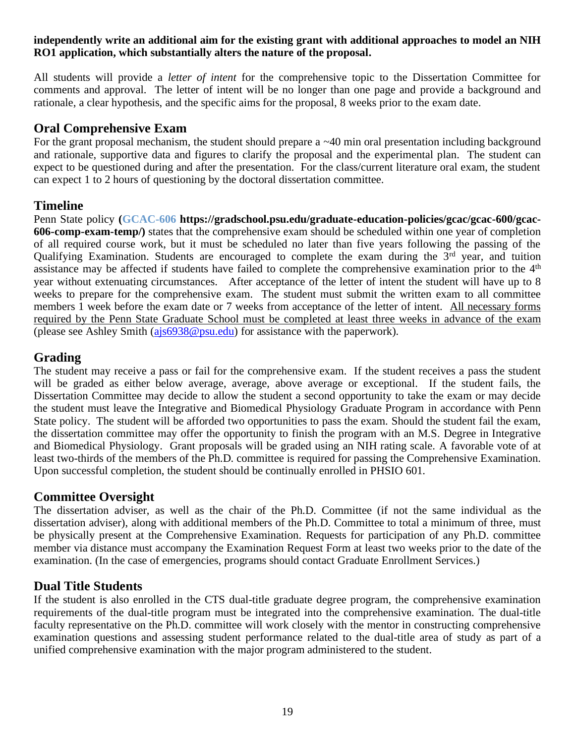**independently write an additional aim for the existing grant with additional approaches to model an NIH RO1 application, which substantially alters the nature of the proposal.**

All students will provide a *letter of intent* for the comprehensive topic to the Dissertation Committee for comments and approval. The letter of intent will be no longer than one page and provide a background and rationale, a clear hypothesis, and the specific aims for the proposal, 8 weeks prior to the exam date.

## Oral Comprehensive Exam

For the grant proposal mechanism, the student should prepare a ~40 min oral presentation including background and rationale, supportive data and figures to clarify the proposal and the experimental plan. The student can expect to be questioned during and after the presentation. For the class/current literature oral exam, the student can expect 1 to 2 hours of questioning by the doctoral dissertation committee.

## Timeline

Penn State policy **(GCAC-606 https://gradschool.psu.edu/graduate-education-policies/gcac/gcac-600/gcac-606-comp-exam-temp/)** states that the comprehensive exam should be scheduled within one year of completion of all required course work, but it must be scheduled no later than five years following the passing of the Qualifying Examination. Students are encouraged to complete the exam during the 3rd year, and tuition assistance may be affected if students have failed to complete the comprehensive examination prior to the 4th year without extenuating circumstances. After acceptance of the letter of intent the student will have up to 8 weeks to prepare for the comprehensive exam. The student must submit the written exam to all committee members 1 week before the exam date or 7 weeks from acceptance of the letter of intent. <u>All necessary forms required by the Penn State Graduate School must be completed at least three weeks in advance of the exam</u> (please see Ashley Smith (ajs6938@psu.edu) for assistance with the paperwork).

## Grading

The student may receive a pass or fail for the comprehensive exam. If the student receives a pass the student will be graded as either below average, average, above average or exceptional. If the student fails, the Dissertation Committee may decide to allow the student a second opportunity to take the exam or may decide the student must leave the Integrative and Biomedical Physiology Graduate Program in accordance with Penn State policy. The student will be afforded two opportunities to pass the exam. Should the student fail the exam, the dissertation committee may offer the opportunity to finish the program with an M.S. Degree in Integrative and Biomedical Physiology. Grant proposals will be graded using an NIH rating scale. A favorable vote of at least two-thirds of the members of the Ph.D. committee is required for passing the Comprehensive Examination. Upon successful completion, the student should be continually enrolled in PHSIO 601.

## Committee Oversight

The dissertation adviser, as well as the chair of the Ph.D. Committee (if not the same individual as the dissertation adviser), along with additional members of the Ph.D. Committee to total a minimum of three, must be physically present at the Comprehensive Examination. Requests for participation of any Ph.D. committee member via distance must accompany the Examination Request Form at least two weeks prior to the date of the examination. (In the case of emergencies, programs should contact Graduate Enrollment Services.)

## Dual Title Students

If the student is also enrolled in the CTS dual-title graduate degree program, the comprehensive examination requirements of the dual-title program must be integrated into the comprehensive examination. The dual-title faculty representative on the Ph.D. committee will work closely with the mentor in constructing comprehensive examination questions and assessing student performance related to the dual-title area of study as part of a unified comprehensive examination with the major program administered to the student.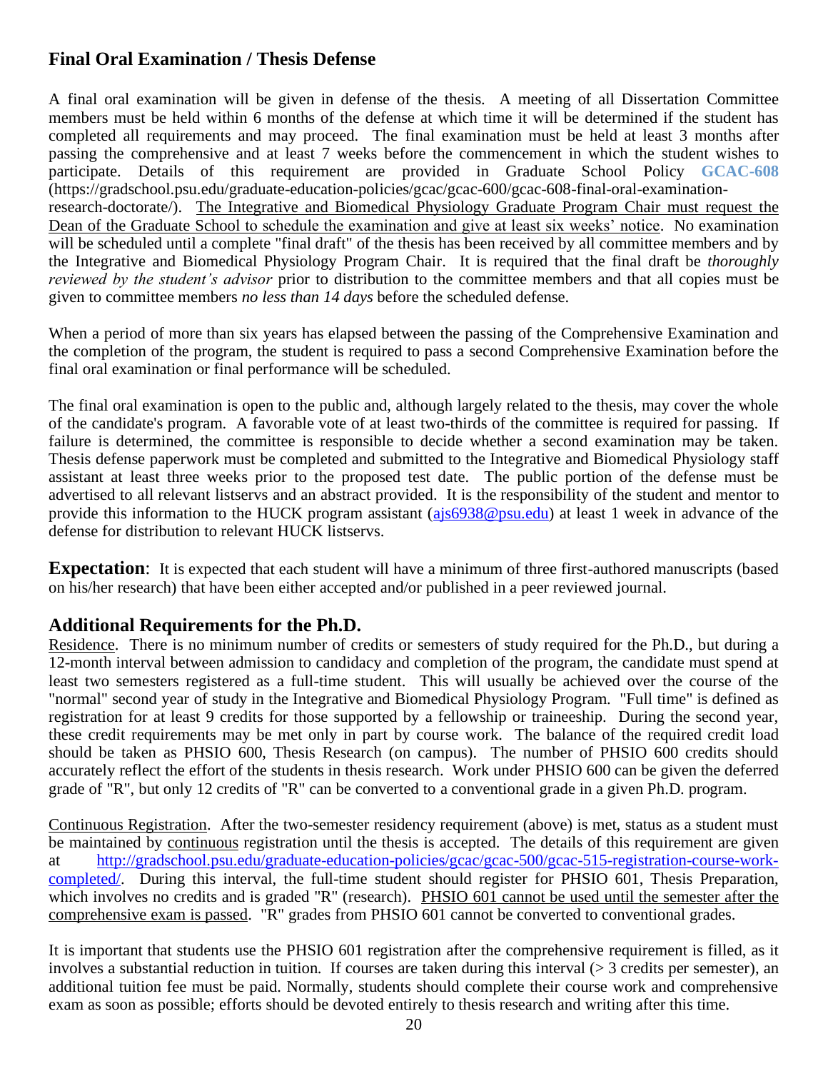## Final Oral Examination / Thesis Defense

A final oral examination will be given in defense of the thesis. A meeting of all Dissertation Committee members must be held within 6 months of the defense at which time it will be determined if the student has completed all requirements and may proceed. The final examination must be held at least 3 months after passing the comprehensive and at least 7 weeks before the commencement in which the student wishes to participate. Details of this requirement are provided in Graduate School Policy **GCAC-608** (https://gradschool.psu.edu/graduate-education-policies/gcac/gcac-600/gcac-608-final-oral-examination-research-doctorate/). <u>The Integrative and Biomedical Physiology Graduate Program Chair must request the Dean of the Graduate School to schedule the examination and give at least six weeks' notice</u>. No examination will be scheduled until a complete "final draft" of the thesis has been received by all committee members and by the Integrative and Biomedical Physiology Program Chair. It is required that the final draft be *thoroughly reviewed by the student's advisor* prior to distribution to the committee members and that all copies must be given to committee members *no less than 14 days* before the scheduled defense.

When a period of more than six years has elapsed between the passing of the Comprehensive Examination and the completion of the program, the student is required to pass a second Comprehensive Examination before the final oral examination or final performance will be scheduled.

The final oral examination is open to the public and, although largely related to the thesis, may cover the whole of the candidate's program. A favorable vote of at least two-thirds of the committee is required for passing. If failure is determined, the committee is responsible to decide whether a second examination may be taken. Thesis defense paperwork must be completed and submitted to the Integrative and Biomedical Physiology staff assistant at least three weeks prior to the proposed test date. The public portion of the defense must be advertised to all relevant listservs and an abstract provided. It is the responsibility of the student and mentor to provide this information to the HUCK program assistant (ajs6938@psu.edu) at least 1 week in advance of the defense for distribution to relevant HUCK listservs.

**Expectation**: It is expected that each student will have a minimum of three first-authored manuscripts (based on his/her research) that have been either accepted and/or published in a peer reviewed journal.

## Additional Requirements for the Ph.D.

<u>Residence</u>. There is no minimum number of credits or semesters of study required for the Ph.D., but during a 12-month interval between admission to candidacy and completion of the program, the candidate must spend at least two semesters registered as a full-time student. This will usually be achieved over the course of the "normal" second year of study in the Integrative and Biomedical Physiology Program. "Full time" is defined as registration for at least 9 credits for those supported by a fellowship or traineeship. During the second year, these credit requirements may be met only in part by course work. The balance of the required credit load should be taken as PHSIO 600, Thesis Research (on campus). The number of PHSIO 600 credits should accurately reflect the effort of the students in thesis research. Work under PHSIO 600 can be given the deferred grade of "R", but only 12 credits of "R" can be converted to a conventional grade in a given Ph.D. program.

<u>Continuous Registration</u>. After the two-semester residency requirement (above) is met, status as a student must be maintained by <u>continuous</u> registration until the thesis is accepted. The details of this requirement are given at http://gradschool.psu.edu/graduate-education-policies/gcac/gcac-500/gcac-515-registration-course-work-completed/. During this interval, the full-time student should register for PHSIO 601, Thesis Preparation, which involves no credits and is graded "R" (research). <u>PHSIO 601 cannot be used until the semester after the comprehensive exam is passed</u>. "R" grades from PHSIO 601 cannot be converted to conventional grades.

It is important that students use the PHSIO 601 registration after the comprehensive requirement is filled, as it involves a substantial reduction in tuition. If courses are taken during this interval (> 3 credits per semester), an additional tuition fee must be paid. Normally, students should complete their course work and comprehensive exam as soon as possible; efforts should be devoted entirely to thesis research and writing after this time.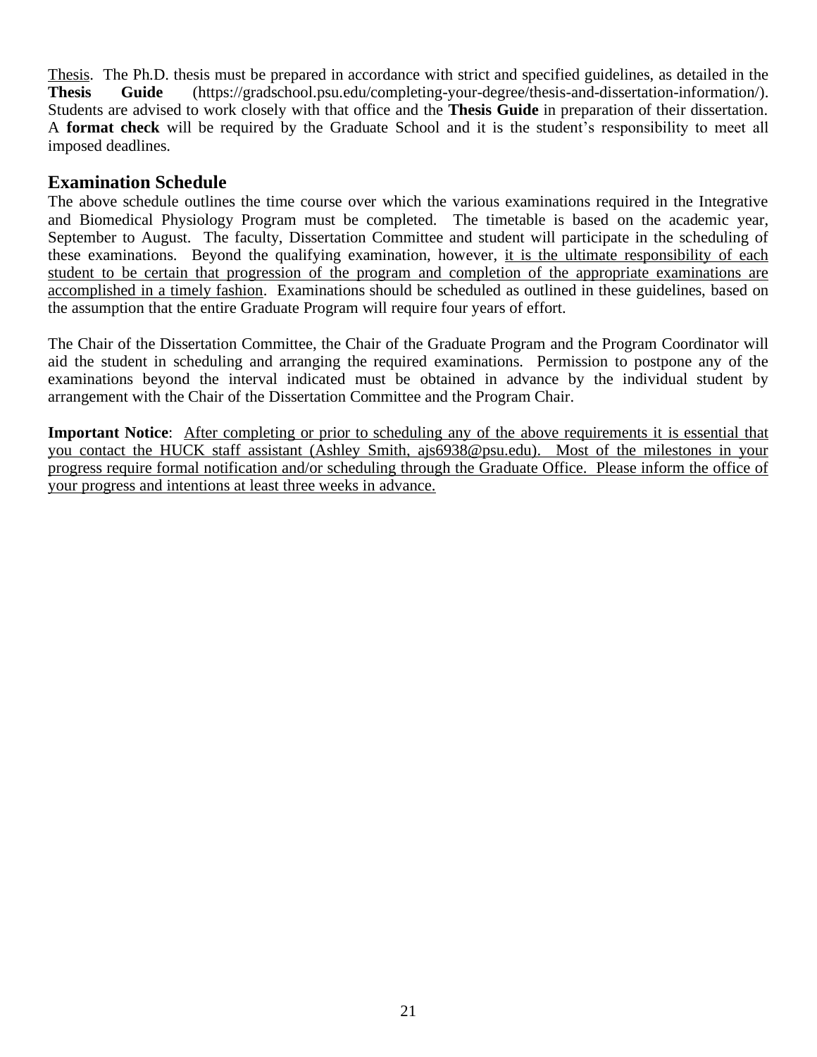<u>Thesis</u>. The Ph.D. thesis must be prepared in accordance with strict and specified guidelines, as detailed in the **Thesis Guide** (https://gradschool.psu.edu/completing-your-degree/thesis-and-dissertation-information/). Students are advised to work closely with that office and the **Thesis Guide** in preparation of their dissertation. A **format check** will be required by the Graduate School and it is the student's responsibility to meet all imposed deadlines.

## Examination Schedule

The above schedule outlines the time course over which the various examinations required in the Integrative and Biomedical Physiology Program must be completed. The timetable is based on the academic year, September to August. The faculty, Dissertation Committee and student will participate in the scheduling of these examinations. Beyond the qualifying examination, however, <u>it is the ultimate responsibility of each student to be certain that progression of the program and completion of the appropriate examinations are accomplished in a timely fashion</u>. Examinations should be scheduled as outlined in these guidelines, based on the assumption that the entire Graduate Program will require four years of effort.

The Chair of the Dissertation Committee, the Chair of the Graduate Program and the Program Coordinator will aid the student in scheduling and arranging the required examinations. Permission to postpone any of the examinations beyond the interval indicated must be obtained in advance by the individual student by arrangement with the Chair of the Dissertation Committee and the Program Chair.

**Important Notice**: <u>After completing or prior to scheduling any of the above requirements it is essential that you contact the HUCK staff assistant (Ashley Smith, ajs6938@psu.edu). Most of the milestones in your progress require formal notification and/or scheduling through the Graduate Office. Please inform the office of your progress and intentions at least three weeks in advance.</u>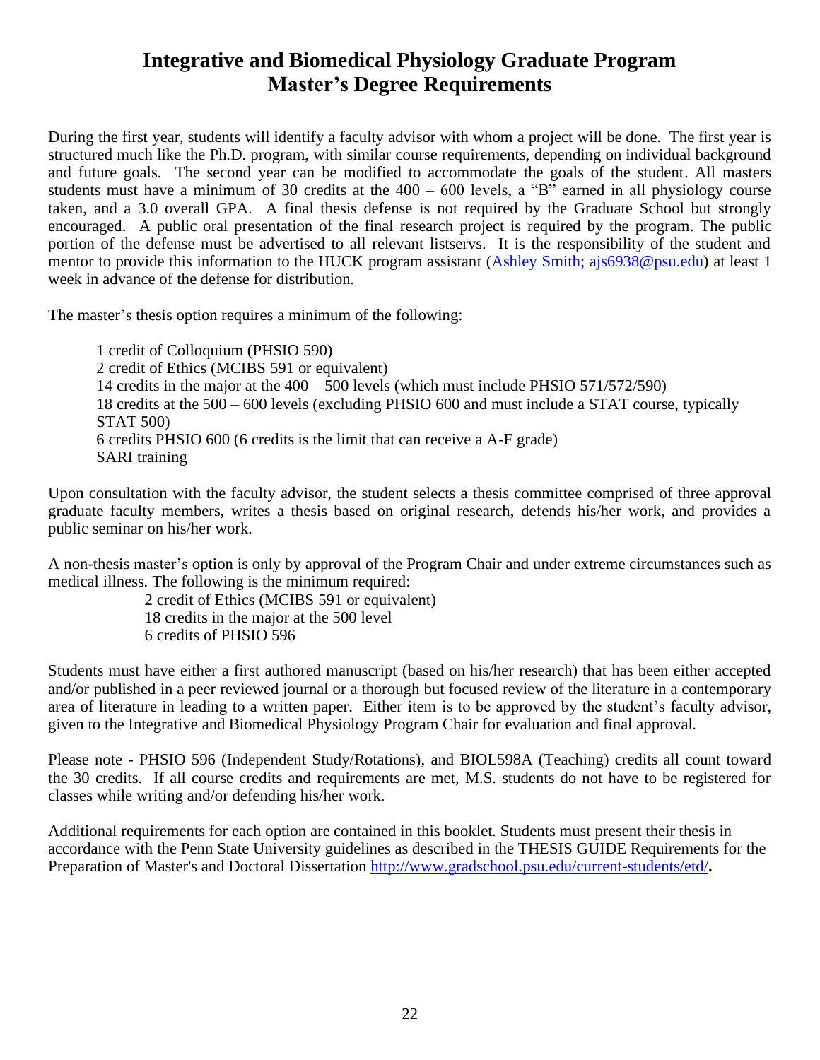# Integrative and Biomedical Physiology Graduate Program
# Master's Degree Requirements

During the first year, students will identify a faculty advisor with whom a project will be done. The first year is structured much like the Ph.D. program, with similar course requirements, depending on individual background and future goals. The second year can be modified to accommodate the goals of the student. All masters students must have a minimum of 30 credits at the 400 – 600 levels, a "B" earned in all physiology course taken, and a 3.0 overall GPA. A final thesis defense is not required by the Graduate School but strongly encouraged. A public oral presentation of the final research project is required by the program. The public portion of the defense must be advertised to all relevant listservs. It is the responsibility of the student and mentor to provide this information to the HUCK program assistant ([Ashley Smith; ajs6938@psu.edu](mailto:ajs6938@psu.edu)) at least 1 week in advance of the defense for distribution.

The master's thesis option requires a minimum of the following:

- 1 credit of Colloquium (PHSIO 590)
- 2 credit of Ethics (MCIBS 591 or equivalent)
- 14 credits in the major at the 400 – 500 levels (which must include PHSIO 571/572/590)
- 18 credits at the 500 – 600 levels (excluding PHSIO 600 and must include a STAT course, typically STAT 500)
- 6 credits PHSIO 600 (6 credits is the limit that can receive a A-F grade)
- SARI training

Upon consultation with the faculty advisor, the student selects a thesis committee comprised of three approval graduate faculty members, writes a thesis based on original research, defends his/her work, and provides a public seminar on his/her work.

A non-thesis master's option is only by approval of the Program Chair and under extreme circumstances such as medical illness. The following is the minimum required:

- 2 credit of Ethics (MCIBS 591 or equivalent)
- 18 credits in the major at the 500 level
- 6 credits of PHSIO 596

Students must have either a first authored manuscript (based on his/her research) that has been either accepted and/or published in a peer reviewed journal or a thorough but focused review of the literature in a contemporary area of literature in leading to a written paper. Either item is to be approved by the student's faculty advisor, given to the Integrative and Biomedical Physiology Program Chair for evaluation and final approval.

Please note - PHSIO 596 (Independent Study/Rotations), and BIOL598A (Teaching) credits all count toward the 30 credits. If all course credits and requirements are met, M.S. students do not have to be registered for classes while writing and/or defending his/her work.

Additional requirements for each option are contained in this booklet. Students must present their thesis in accordance with the Penn State University guidelines as described in the THESIS GUIDE Requirements for the Preparation of Master's and Doctoral Dissertation [http://www.gradschool.psu.edu/current-students/etd/](http://www.gradschool.psu.edu/current-students/etd/)**.**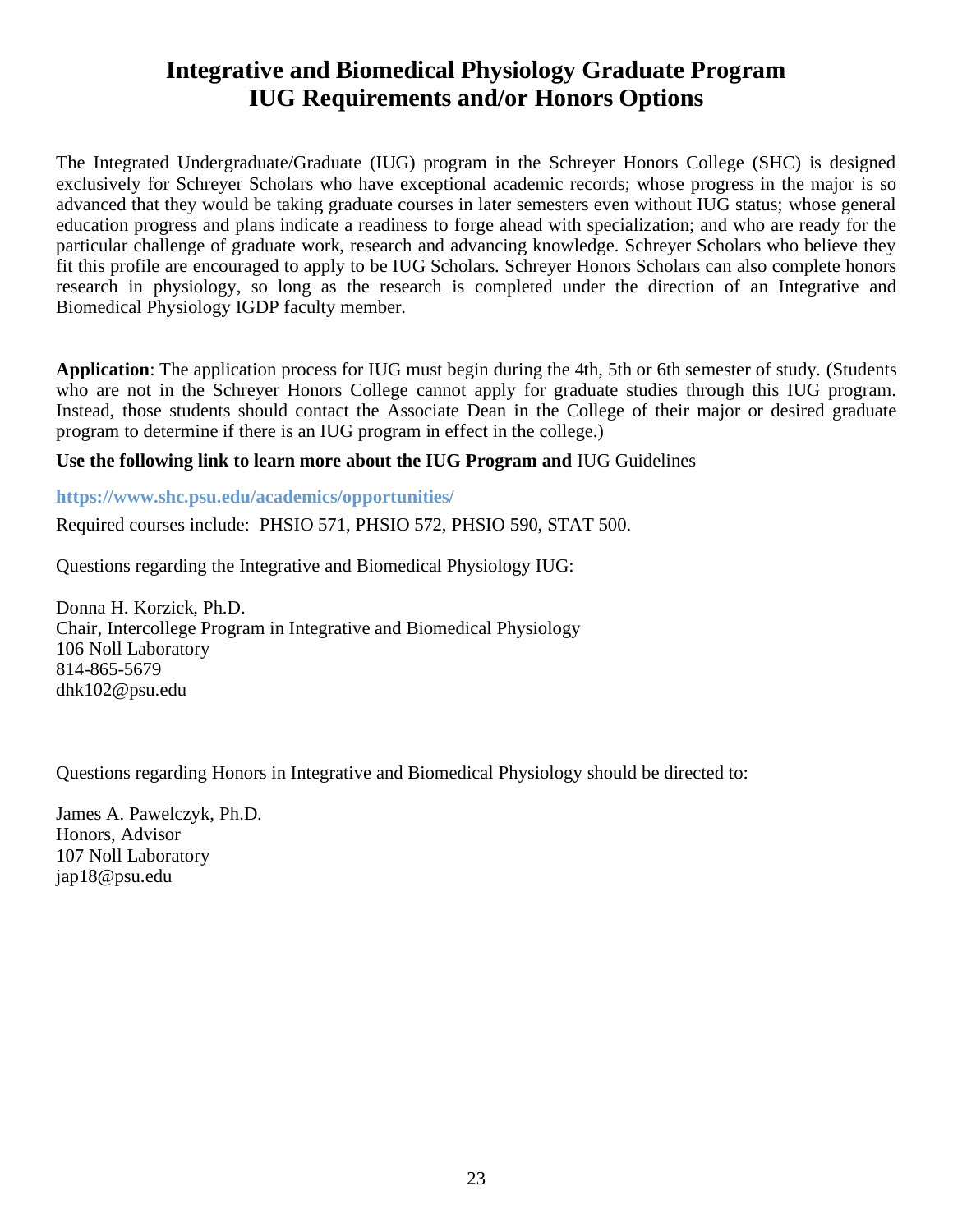# Integrative and Biomedical Physiology Graduate Program
# IUG Requirements and/or Honors Options

The Integrated Undergraduate/Graduate (IUG) program in the Schreyer Honors College (SHC) is designed exclusively for Schreyer Scholars who have exceptional academic records; whose progress in the major is so advanced that they would be taking graduate courses in later semesters even without IUG status; whose general education progress and plans indicate a readiness to forge ahead with specialization; and who are ready for the particular challenge of graduate work, research and advancing knowledge. Schreyer Scholars who believe they fit this profile are encouraged to apply to be IUG Scholars. Schreyer Honors Scholars can also complete honors research in physiology, so long as the research is completed under the direction of an Integrative and Biomedical Physiology IGDP faculty member.

**Application**: The application process for IUG must begin during the 4th, 5th or 6th semester of study. (Students who are not in the Schreyer Honors College cannot apply for graduate studies through this IUG program. Instead, those students should contact the Associate Dean in the College of their major or desired graduate program to determine if there is an IUG program in effect in the college.)

**Use the following link to learn more about the IUG Program and** IUG Guidelines

**https://www.shc.psu.edu/academics/opportunities/**

Required courses include: PHSIO 571, PHSIO 572, PHSIO 590, STAT 500.

Questions regarding the Integrative and Biomedical Physiology IUG:

Donna H. Korzick, Ph.D.
Chair, Intercollege Program in Integrative and Biomedical Physiology
106 Noll Laboratory
814-865-5679
dhk102@psu.edu

Questions regarding Honors in Integrative and Biomedical Physiology should be directed to:

James A. Pawelczyk, Ph.D.
Honors, Advisor
107 Noll Laboratory
jap18@psu.edu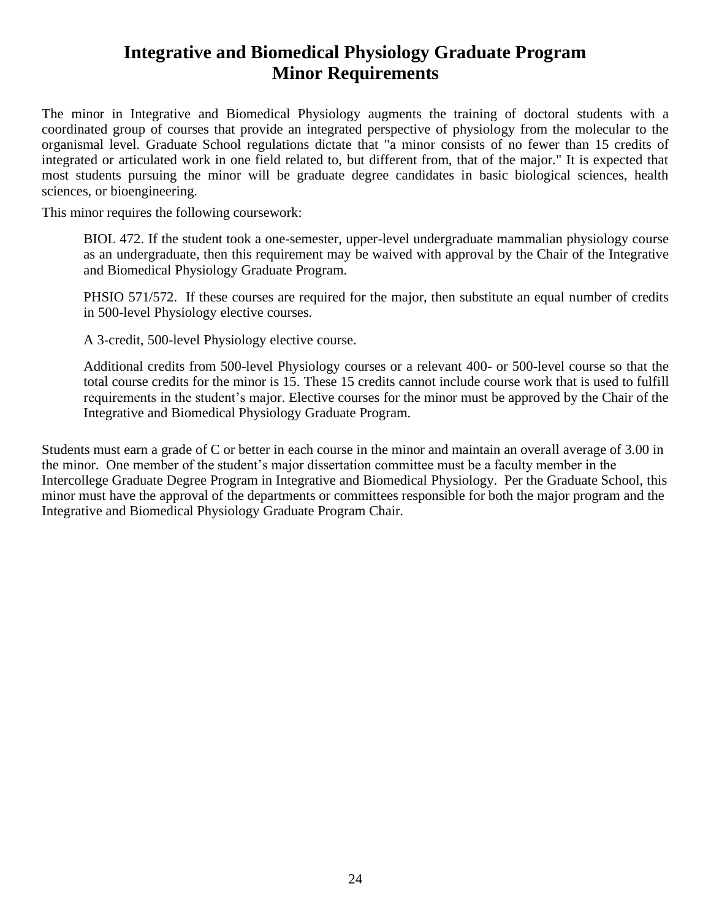# Integrative and Biomedical Physiology Graduate Program
# Minor Requirements

The minor in Integrative and Biomedical Physiology augments the training of doctoral students with a coordinated group of courses that provide an integrated perspective of physiology from the molecular to the organismal level. Graduate School regulations dictate that "a minor consists of no fewer than 15 credits of integrated or articulated work in one field related to, but different from, that of the major." It is expected that most students pursuing the minor will be graduate degree candidates in basic biological sciences, health sciences, or bioengineering.

This minor requires the following coursework:

> BIOL 472. If the student took a one-semester, upper-level undergraduate mammalian physiology course as an undergraduate, then this requirement may be waived with approval by the Chair of the Integrative and Biomedical Physiology Graduate Program.
>
> PHSIO 571/572. If these courses are required for the major, then substitute an equal number of credits in 500-level Physiology elective courses.
>
> A 3-credit, 500-level Physiology elective course.
>
> Additional credits from 500-level Physiology courses or a relevant 400- or 500-level course so that the total course credits for the minor is 15. These 15 credits cannot include course work that is used to fulfill requirements in the student's major. Elective courses for the minor must be approved by the Chair of the Integrative and Biomedical Physiology Graduate Program.

Students must earn a grade of C or better in each course in the minor and maintain an overall average of 3.00 in the minor. One member of the student's major dissertation committee must be a faculty member in the Intercollege Graduate Degree Program in Integrative and Biomedical Physiology. Per the Graduate School, this minor must have the approval of the departments or committees responsible for both the major program and the Integrative and Biomedical Physiology Graduate Program Chair.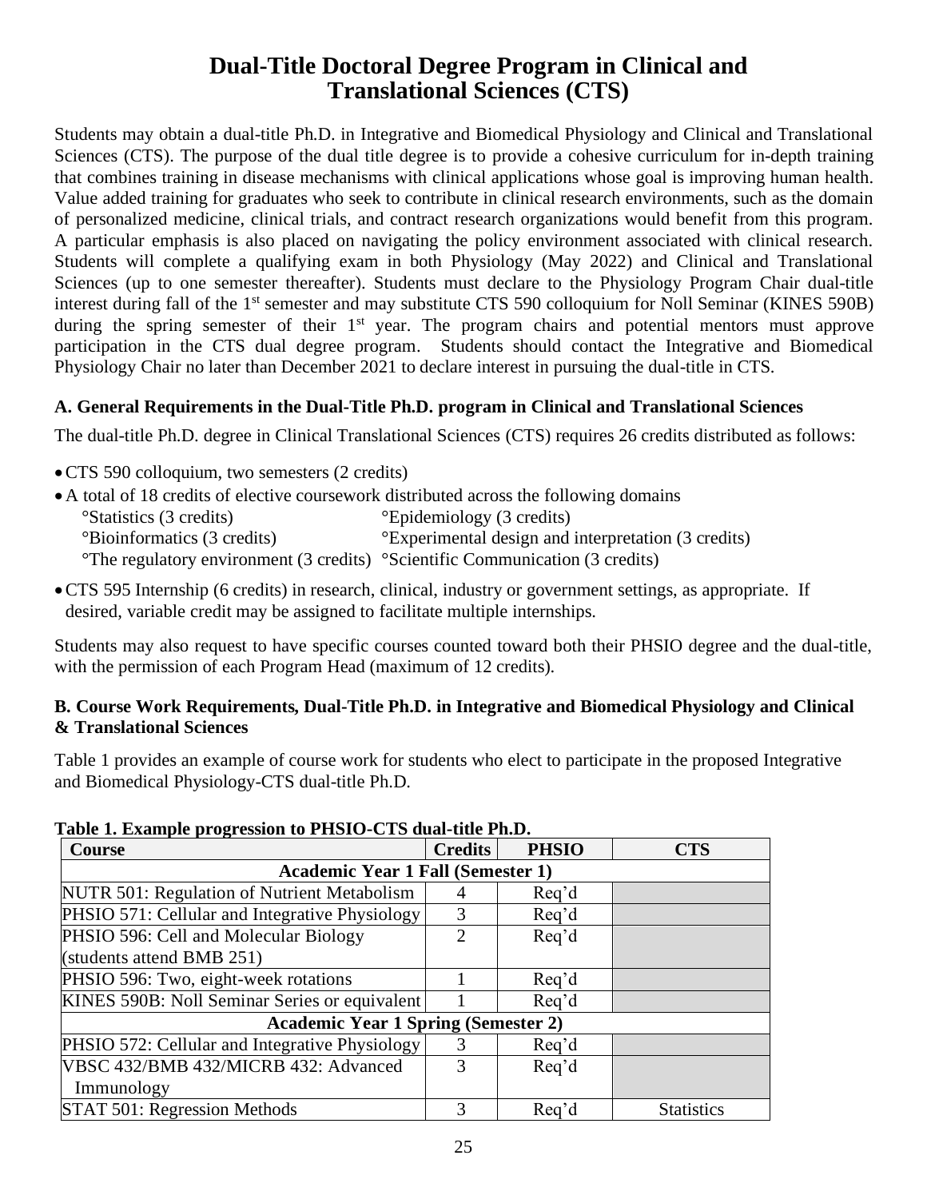# Dual-Title Doctoral Degree Program in Clinical and Translational Sciences (CTS)

Students may obtain a dual-title Ph.D. in Integrative and Biomedical Physiology and Clinical and Translational Sciences (CTS). The purpose of the dual title degree is to provide a cohesive curriculum for in-depth training that combines training in disease mechanisms with clinical applications whose goal is improving human health. Value added training for graduates who seek to contribute in clinical research environments, such as the domain of personalized medicine, clinical trials, and contract research organizations would benefit from this program. A particular emphasis is also placed on navigating the policy environment associated with clinical research. Students will complete a qualifying exam in both Physiology (May 2022) and Clinical and Translational Sciences (up to one semester thereafter). Students must declare to the Physiology Program Chair dual-title interest during fall of the 1st semester and may substitute CTS 590 colloquium for Noll Seminar (KINES 590B) during the spring semester of their 1st year. The program chairs and potential mentors must approve participation in the CTS dual degree program. Students should contact the Integrative and Biomedical Physiology Chair no later than December 2021 to declare interest in pursuing the dual-title in CTS.

### A. General Requirements in the Dual-Title Ph.D. program in Clinical and Translational Sciences

The dual-title Ph.D. degree in Clinical Translational Sciences (CTS) requires 26 credits distributed as follows:

- CTS 590 colloquium, two semesters (2 credits)
- A total of 18 credits of elective coursework distributed across the following domains
  - Statistics (3 credits)
  - Epidemiology (3 credits)
  - Bioinformatics (3 credits)
  - Experimental design and interpretation (3 credits)
  - The regulatory environment (3 credits)
  - Scientific Communication (3 credits)
- CTS 595 Internship (6 credits) in research, clinical, industry or government settings, as appropriate. If desired, variable credit may be assigned to facilitate multiple internships.

Students may also request to have specific courses counted toward both their PHSIO degree and the dual-title, with the permission of each Program Head (maximum of 12 credits).

### B. Course Work Requirements, Dual-Title Ph.D. in Integrative and Biomedical Physiology and Clinical & Translational Sciences

Table 1 provides an example of course work for students who elect to participate in the proposed Integrative and Biomedical Physiology-CTS dual-title Ph.D.

**Table 1. Example progression to PHSIO-CTS dual-title Ph.D.**

| Course | Credits | PHSIO | CTS |
|---|---|---|---|
| **Academic Year 1 Fall (Semester 1)** | | | |
| NUTR 501: Regulation of Nutrient Metabolism | 4 | Req'd | |
| PHSIO 571: Cellular and Integrative Physiology | 3 | Req'd | |
| PHSIO 596: Cell and Molecular Biology (students attend BMB 251) | 2 | Req'd | |
| PHSIO 596: Two, eight-week rotations | 1 | Req'd | |
| KINES 590B: Noll Seminar Series or equivalent | 1 | Req'd | |
| **Academic Year 1 Spring (Semester 2)** | | | |
| PHSIO 572: Cellular and Integrative Physiology | 3 | Req'd | |
| VBSC 432/BMB 432/MICRB 432: Advanced Immunology | 3 | Req'd | |
| STAT 501: Regression Methods | 3 | Req'd | Statistics |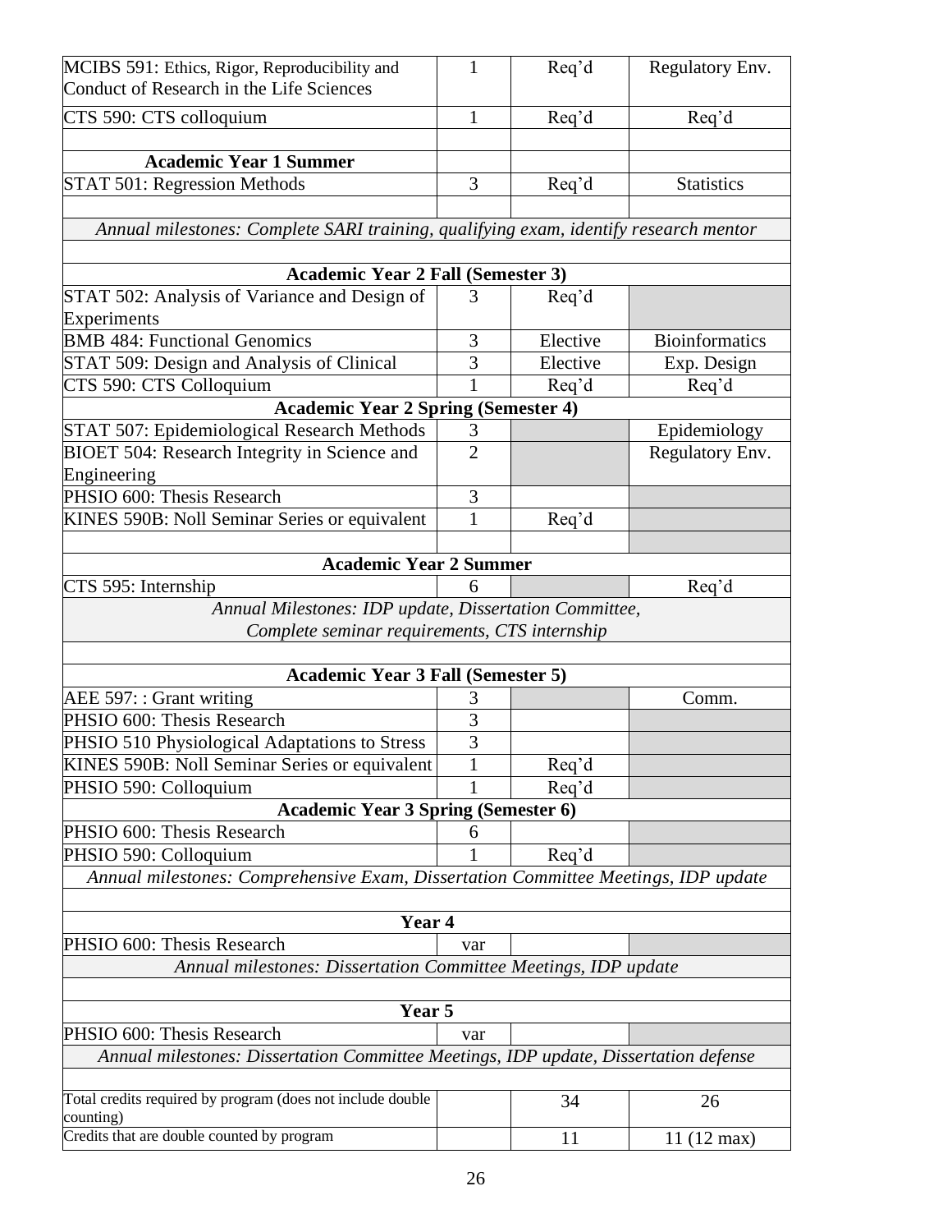| | | | |
|---|---|---|---|
| MCIBS 591: Ethics, Rigor, Reproducibility and Conduct of Research in the Life Sciences | 1 | Req'd | Regulatory Env. |
| CTS 590: CTS colloquium | 1 | Req'd | Req'd |
| | | | |
| **Academic Year 1 Summer** | | | |
| STAT 501: Regression Methods | 3 | Req'd | Statistics |
| | | | |
| *Annual milestones: Complete SARI training, qualifying exam, identify research mentor* | | | |
| | | | |
| **Academic Year 2 Fall (Semester 3)** | | | |
| STAT 502: Analysis of Variance and Design of Experiments | 3 | Req'd | |
| BMB 484: Functional Genomics | 3 | Elective | Bioinformatics |
| STAT 509: Design and Analysis of Clinical | 3 | Elective | Exp. Design |
| CTS 590: CTS Colloquium | 1 | Req'd | Req'd |
| **Academic Year 2 Spring (Semester 4)** | | | |
| STAT 507: Epidemiological Research Methods | 3 | | Epidemiology |
| BIOET 504: Research Integrity in Science and Engineering | 2 | | Regulatory Env. |
| PHSIO 600: Thesis Research | 3 | | |
| KINES 590B: Noll Seminar Series or equivalent | 1 | Req'd | |
| | | | |
| **Academic Year 2 Summer** | | | |
| CTS 595: Internship | 6 | | Req'd |
| *Annual Milestones: IDP update, Dissertation Committee, Complete seminar requirements, CTS internship* | | | |
| | | | |
| **Academic Year 3 Fall (Semester 5)** | | | |
| AEE 597: : Grant writing | 3 | | Comm. |
| PHSIO 600: Thesis Research | 3 | | |
| PHSIO 510 Physiological Adaptations to Stress | 3 | | |
| KINES 590B: Noll Seminar Series or equivalent | 1 | Req'd | |
| PHSIO 590: Colloquium | 1 | Req'd | |
| **Academic Year 3 Spring (Semester 6)** | | | |
| PHSIO 600: Thesis Research | 6 | | |
| PHSIO 590: Colloquium | 1 | Req'd | |
| *Annual milestones: Comprehensive Exam, Dissertation Committee Meetings, IDP update* | | | |
| | | | |
| **Year 4** | | | |
| PHSIO 600: Thesis Research | var | | |
| *Annual milestones: Dissertation Committee Meetings, IDP update* | | | |
| | | | |
| **Year 5** | | | |
| PHSIO 600: Thesis Research | var | | |
| *Annual milestones: Dissertation Committee Meetings, IDP update, Dissertation defense* | | | |
| | | | |
| Total credits required by program (does not include double counting) | | 34 | 26 |
| Credits that are double counted by program | | 11 | 11 (12 max) |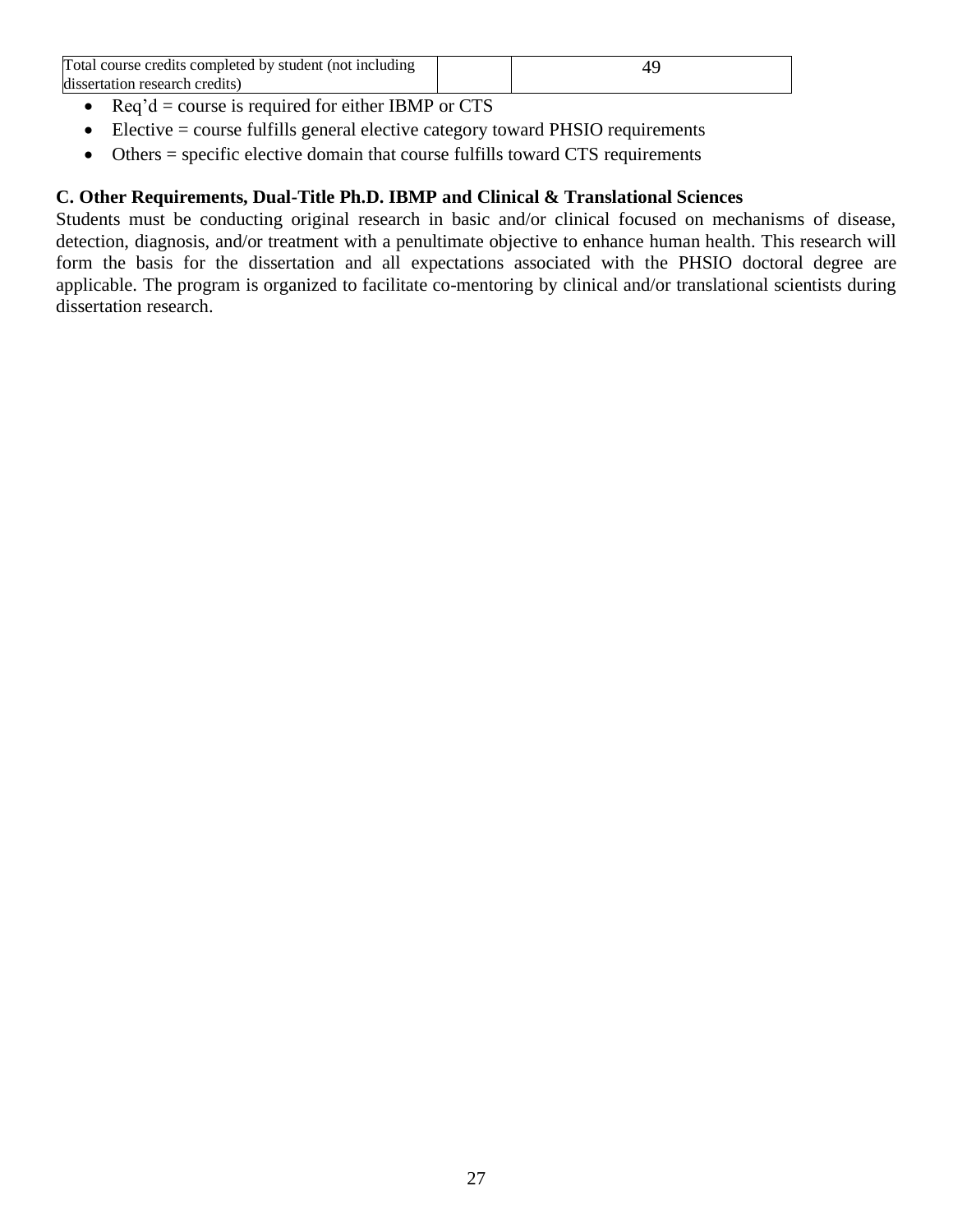| Total course credits completed by student (not including dissertation research credits) | | 49 |
|---|---|---|

- Req'd = course is required for either IBMP or CTS
- Elective = course fulfills general elective category toward PHSIO requirements
- Others = specific elective domain that course fulfills toward CTS requirements

**C. Other Requirements, Dual-Title Ph.D. IBMP and Clinical & Translational Sciences**

Students must be conducting original research in basic and/or clinical focused on mechanisms of disease, detection, diagnosis, and/or treatment with a penultimate objective to enhance human health. This research will form the basis for the dissertation and all expectations associated with the PHSIO doctoral degree are applicable. The program is organized to facilitate co-mentoring by clinical and/or translational scientists during dissertation research.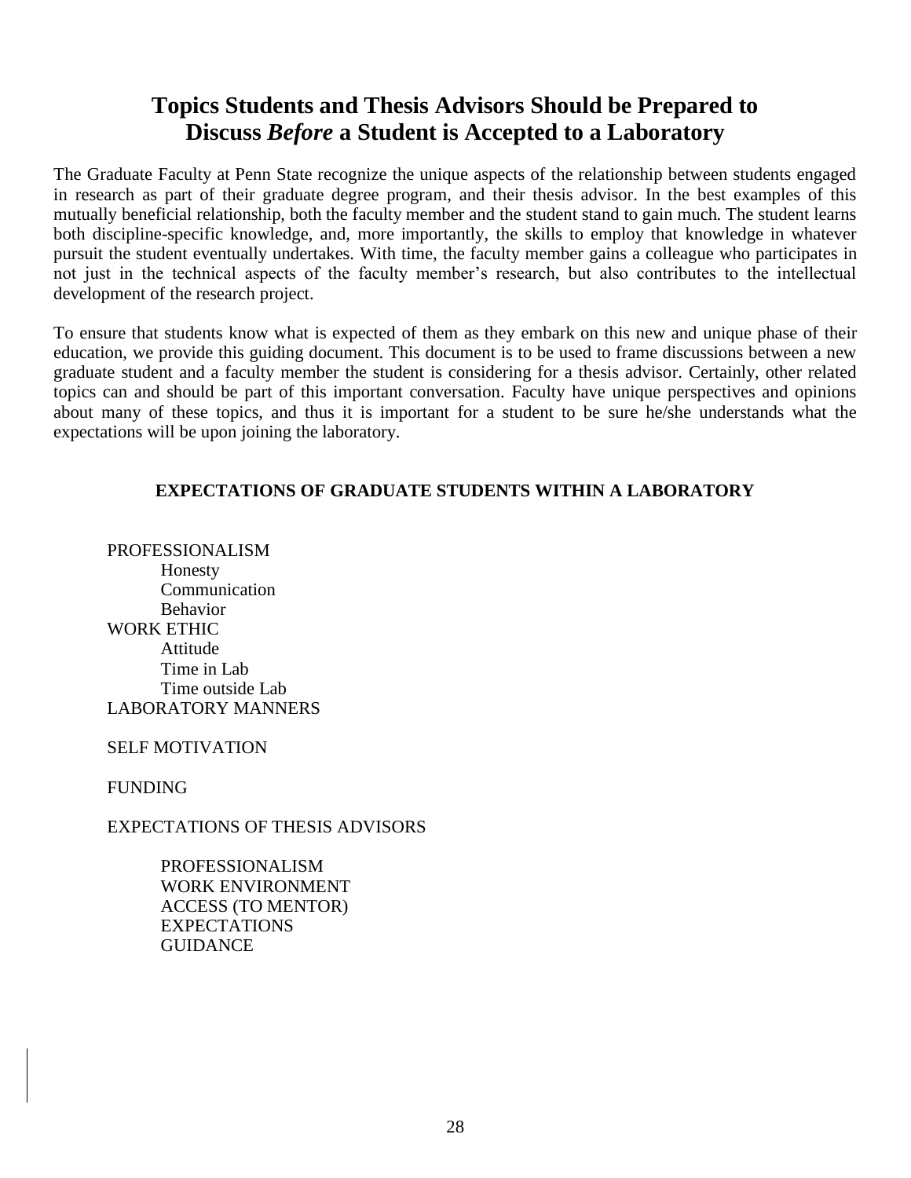# Topics Students and Thesis Advisors Should be Prepared to Discuss *Before* a Student is Accepted to a Laboratory

The Graduate Faculty at Penn State recognize the unique aspects of the relationship between students engaged in research as part of their graduate degree program, and their thesis advisor. In the best examples of this mutually beneficial relationship, both the faculty member and the student stand to gain much. The student learns both discipline-specific knowledge, and, more importantly, the skills to employ that knowledge in whatever pursuit the student eventually undertakes. With time, the faculty member gains a colleague who participates in not just in the technical aspects of the faculty member's research, but also contributes to the intellectual development of the research project.

To ensure that students know what is expected of them as they embark on this new and unique phase of their education, we provide this guiding document. This document is to be used to frame discussions between a new graduate student and a faculty member the student is considering for a thesis advisor. Certainly, other related topics can and should be part of this important conversation. Faculty have unique perspectives and opinions about many of these topics, and thus it is important for a student to be sure he/she understands what the expectations will be upon joining the laboratory.

**EXPECTATIONS OF GRADUATE STUDENTS WITHIN A LABORATORY**

- PROFESSIONALISM
  - Honesty
  - Communication
  - Behavior
- WORK ETHIC
  - Attitude
  - Time in Lab
  - Time outside Lab
- LABORATORY MANNERS
- SELF MOTIVATION
- FUNDING
- EXPECTATIONS OF THESIS ADVISORS
  - PROFESSIONALISM
  - WORK ENVIRONMENT
  - ACCESS (TO MENTOR)
  - EXPECTATIONS
  - GUIDANCE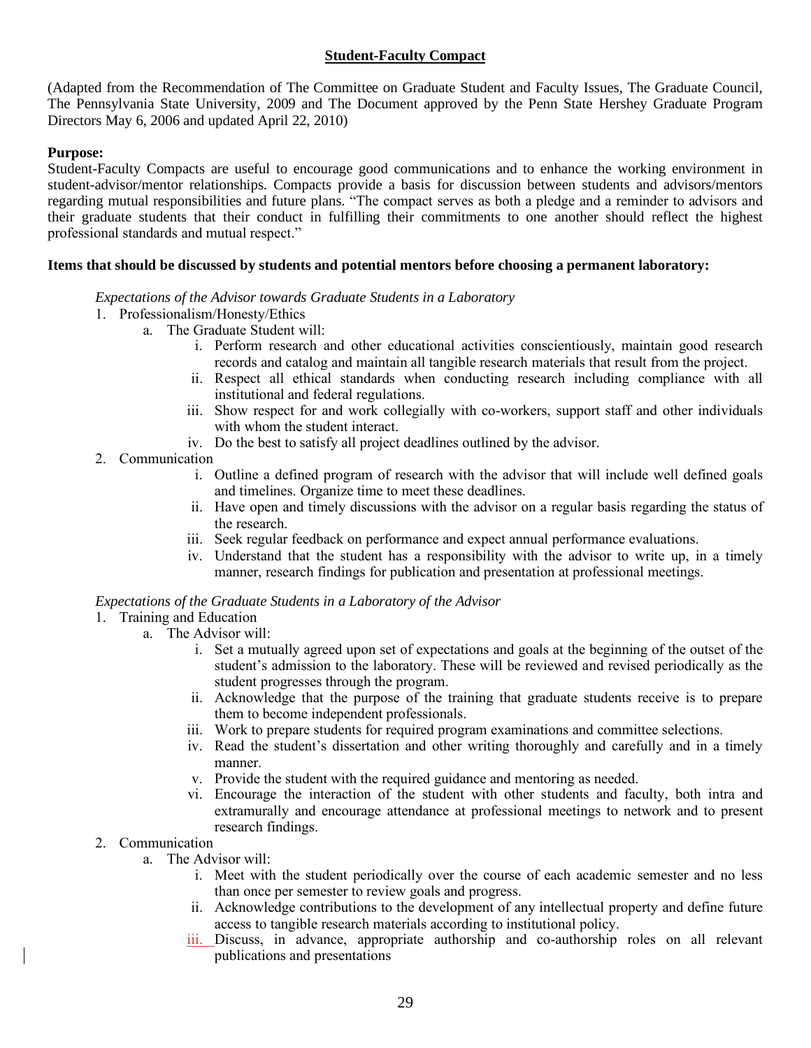## Student-Faculty Compact

(Adapted from the Recommendation of The Committee on Graduate Student and Faculty Issues, The Graduate Council, The Pennsylvania State University, 2009 and The Document approved by the Penn State Hershey Graduate Program Directors May 6, 2006 and updated April 22, 2010)

**Purpose:**
Student-Faculty Compacts are useful to encourage good communications and to enhance the working environment in student-advisor/mentor relationships. Compacts provide a basis for discussion between students and advisors/mentors regarding mutual responsibilities and future plans. "The compact serves as both a pledge and a reminder to advisors and their graduate students that their conduct in fulfilling their commitments to one another should reflect the highest professional standards and mutual respect."

**Items that should be discussed by students and potential mentors before choosing a permanent laboratory:**

*Expectations of the Advisor towards Graduate Students in a Laboratory*

1. Professionalism/Honesty/Ethics
   a. The Graduate Student will:
      i. Perform research and other educational activities conscientiously, maintain good research records and catalog and maintain all tangible research materials that result from the project.
      ii. Respect all ethical standards when conducting research including compliance with all institutional and federal regulations.
      iii. Show respect for and work collegially with co-workers, support staff and other individuals with whom the student interact.
      iv. Do the best to satisfy all project deadlines outlined by the advisor.
2. Communication
      i. Outline a defined program of research with the advisor that will include well defined goals and timelines. Organize time to meet these deadlines.
      ii. Have open and timely discussions with the advisor on a regular basis regarding the status of the research.
      iii. Seek regular feedback on performance and expect annual performance evaluations.
      iv. Understand that the student has a responsibility with the advisor to write up, in a timely manner, research findings for publication and presentation at professional meetings.

*Expectations of the Graduate Students in a Laboratory of the Advisor*

1. Training and Education
   a. The Advisor will:
      i. Set a mutually agreed upon set of expectations and goals at the beginning of the outset of the student's admission to the laboratory. These will be reviewed and revised periodically as the student progresses through the program.
      ii. Acknowledge that the purpose of the training that graduate students receive is to prepare them to become independent professionals.
      iii. Work to prepare students for required program examinations and committee selections.
      iv. Read the student's dissertation and other writing thoroughly and carefully and in a timely manner.
      v. Provide the student with the required guidance and mentoring as needed.
      vi. Encourage the interaction of the student with other students and faculty, both intra and extramurally and encourage attendance at professional meetings to network and to present research findings.
2. Communication
   a. The Advisor will:
      i. Meet with the student periodically over the course of each academic semester and no less than once per semester to review goals and progress.
      ii. Acknowledge contributions to the development of any intellectual property and define future access to tangible research materials according to institutional policy.
      iii. Discuss, in advance, appropriate authorship and co-authorship roles on all relevant publications and presentations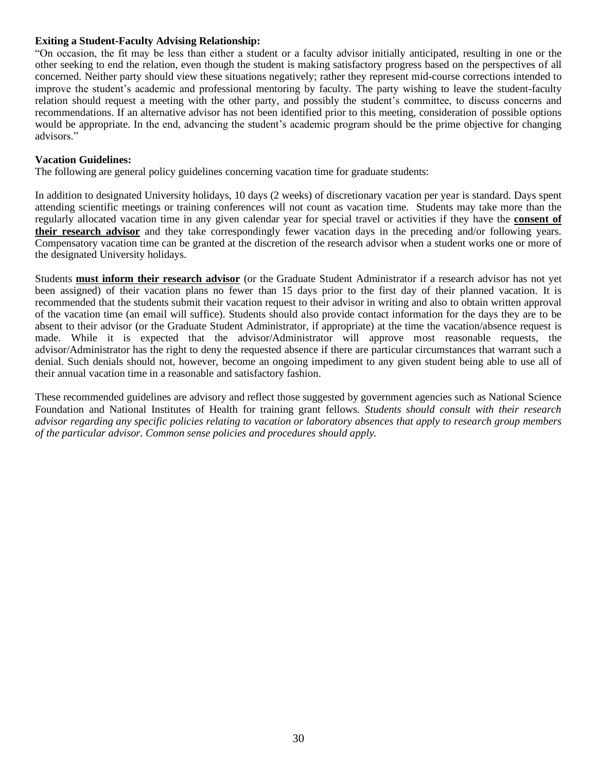**Exiting a Student-Faculty Advising Relationship:**

"On occasion, the fit may be less than either a student or a faculty advisor initially anticipated, resulting in one or the other seeking to end the relation, even though the student is making satisfactory progress based on the perspectives of all concerned. Neither party should view these situations negatively; rather they represent mid-course corrections intended to improve the student's academic and professional mentoring by faculty. The party wishing to leave the student-faculty relation should request a meeting with the other party, and possibly the student's committee, to discuss concerns and recommendations. If an alternative advisor has not been identified prior to this meeting, consideration of possible options would be appropriate. In the end, advancing the student's academic program should be the prime objective for changing advisors."

**Vacation Guidelines:**

The following are general policy guidelines concerning vacation time for graduate students:

In addition to designated University holidays, 10 days (2 weeks) of discretionary vacation per year is standard. Days spent attending scientific meetings or training conferences will not count as vacation time. Students may take more than the regularly allocated vacation time in any given calendar year for special travel or activities if they have the **consent of their research advisor** and they take correspondingly fewer vacation days in the preceding and/or following years. Compensatory vacation time can be granted at the discretion of the research advisor when a student works one or more of the designated University holidays.

Students **must inform their research advisor** (or the Graduate Student Administrator if a research advisor has not yet been assigned) of their vacation plans no fewer than 15 days prior to the first day of their planned vacation. It is recommended that the students submit their vacation request to their advisor in writing and also to obtain written approval of the vacation time (an email will suffice). Students should also provide contact information for the days they are to be absent to their advisor (or the Graduate Student Administrator, if appropriate) at the time the vacation/absence request is made. While it is expected that the advisor/Administrator will approve most reasonable requests, the advisor/Administrator has the right to deny the requested absence if there are particular circumstances that warrant such a denial. Such denials should not, however, become an ongoing impediment to any given student being able to use all of their annual vacation time in a reasonable and satisfactory fashion.

These recommended guidelines are advisory and reflect those suggested by government agencies such as National Science Foundation and National Institutes of Health for training grant fellows. *Students should consult with their research advisor regarding any specific policies relating to vacation or laboratory absences that apply to research group members of the particular advisor. Common sense policies and procedures should apply.*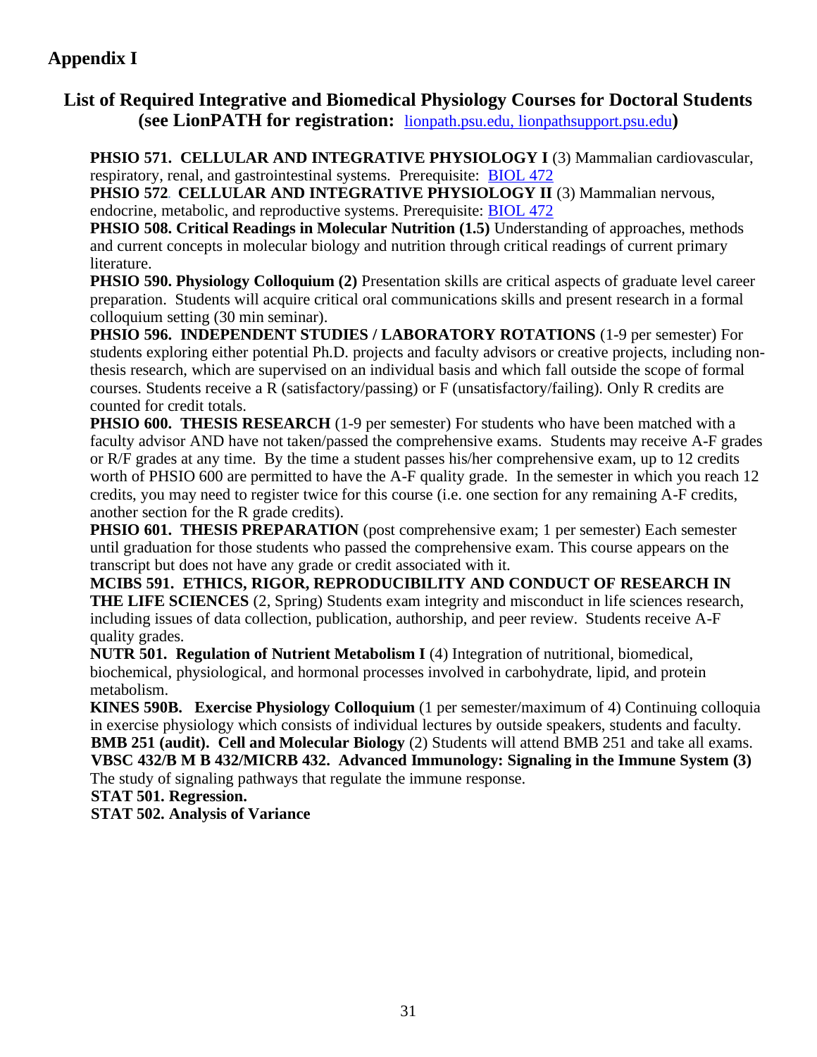## Appendix I

### List of Required Integrative and Biomedical Physiology Courses for Doctoral Students (see LionPATH for registration: lionpath.psu.edu, lionpathsupport.psu.edu)

**PHSIO 571. CELLULAR AND INTEGRATIVE PHYSIOLOGY I** (3) Mammalian cardiovascular, respiratory, renal, and gastrointestinal systems. Prerequisite: BIOL 472

**PHSIO 572. CELLULAR AND INTEGRATIVE PHYSIOLOGY II** (3) Mammalian nervous, endocrine, metabolic, and reproductive systems. Prerequisite: BIOL 472

**PHSIO 508. Critical Readings in Molecular Nutrition (1.5)** Understanding of approaches, methods and current concepts in molecular biology and nutrition through critical readings of current primary literature.

**PHSIO 590. Physiology Colloquium (2)** Presentation skills are critical aspects of graduate level career preparation. Students will acquire critical oral communications skills and present research in a formal colloquium setting (30 min seminar).

**PHSIO 596. INDEPENDENT STUDIES / LABORATORY ROTATIONS** (1-9 per semester) For students exploring either potential Ph.D. projects and faculty advisors or creative projects, including non-thesis research, which are supervised on an individual basis and which fall outside the scope of formal courses. Students receive a R (satisfactory/passing) or F (unsatisfactory/failing). Only R credits are counted for credit totals.

**PHSIO 600. THESIS RESEARCH** (1-9 per semester) For students who have been matched with a faculty advisor AND have not taken/passed the comprehensive exams. Students may receive A-F grades or R/F grades at any time. By the time a student passes his/her comprehensive exam, up to 12 credits worth of PHSIO 600 are permitted to have the A-F quality grade. In the semester in which you reach 12 credits, you may need to register twice for this course (i.e. one section for any remaining A-F credits, another section for the R grade credits).

**PHSIO 601. THESIS PREPARATION** (post comprehensive exam; 1 per semester) Each semester until graduation for those students who passed the comprehensive exam. This course appears on the transcript but does not have any grade or credit associated with it.

**MCIBS 591. ETHICS, RIGOR, REPRODUCIBILITY AND CONDUCT OF RESEARCH IN THE LIFE SCIENCES** (2, Spring) Students exam integrity and misconduct in life sciences research, including issues of data collection, publication, authorship, and peer review. Students receive A-F quality grades.

**NUTR 501. Regulation of Nutrient Metabolism I** (4) Integration of nutritional, biomedical, biochemical, physiological, and hormonal processes involved in carbohydrate, lipid, and protein metabolism.

**KINES 590B. Exercise Physiology Colloquium** (1 per semester/maximum of 4) Continuing colloquia in exercise physiology which consists of individual lectures by outside speakers, students and faculty.

**BMB 251 (audit). Cell and Molecular Biology** (2) Students will attend BMB 251 and take all exams.

**VBSC 432/B M B 432/MICRB 432. Advanced Immunology: Signaling in the Immune System (3)** The study of signaling pathways that regulate the immune response.

**STAT 501. Regression.**

**STAT 502. Analysis of Variance**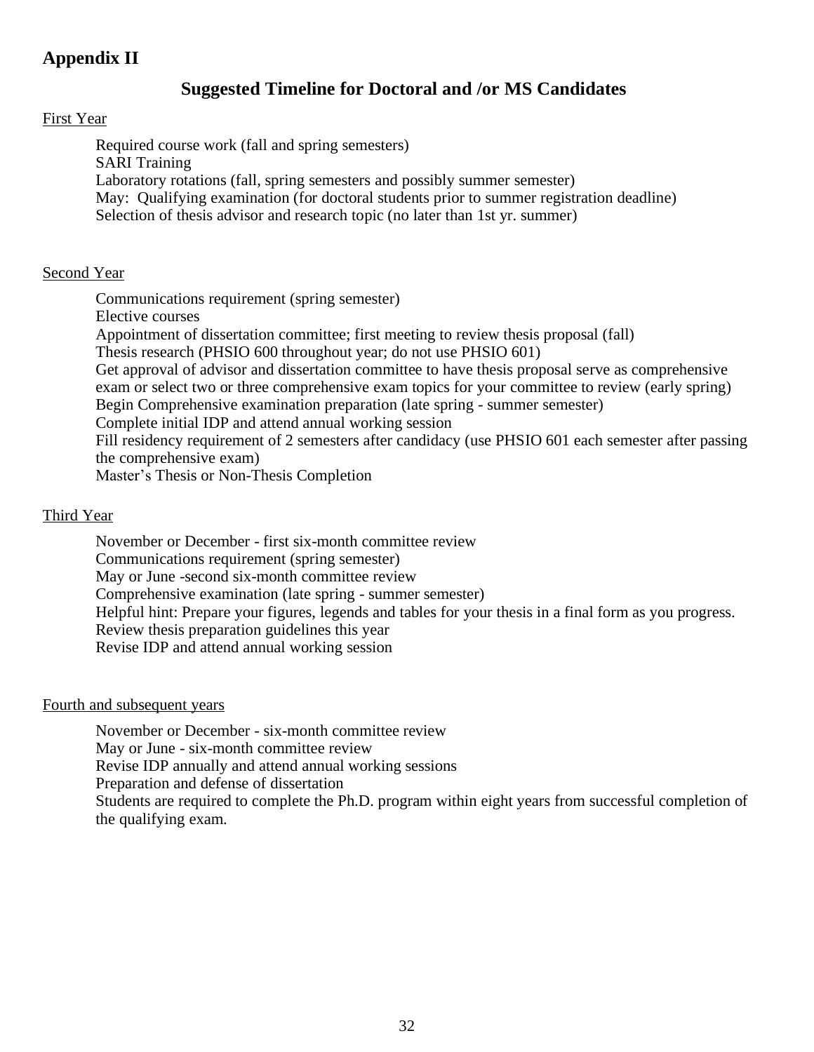## Appendix II

### Suggested Timeline for Doctoral and /or MS Candidates

First Year

Required course work (fall and spring semesters)
SARI Training
Laboratory rotations (fall, spring semesters and possibly summer semester)
May: Qualifying examination (for doctoral students prior to summer registration deadline)
Selection of thesis advisor and research topic (no later than 1st yr. summer)

Second Year

Communications requirement (spring semester)
Elective courses
Appointment of dissertation committee; first meeting to review thesis proposal (fall)
Thesis research (PHSIO 600 throughout year; do not use PHSIO 601)
Get approval of advisor and dissertation committee to have thesis proposal serve as comprehensive exam or select two or three comprehensive exam topics for your committee to review (early spring)
Begin Comprehensive examination preparation (late spring - summer semester)
Complete initial IDP and attend annual working session
Fill residency requirement of 2 semesters after candidacy (use PHSIO 601 each semester after passing the comprehensive exam)
Master's Thesis or Non-Thesis Completion

Third Year

November or December - first six-month committee review
Communications requirement (spring semester)
May or June -second six-month committee review
Comprehensive examination (late spring - summer semester)
Helpful hint: Prepare your figures, legends and tables for your thesis in a final form as you progress.
Review thesis preparation guidelines this year
Revise IDP and attend annual working session

Fourth and subsequent years

November or December - six-month committee review
May or June - six-month committee review
Revise IDP annually and attend annual working sessions
Preparation and defense of dissertation
Students are required to complete the Ph.D. program within eight years from successful completion of the qualifying exam.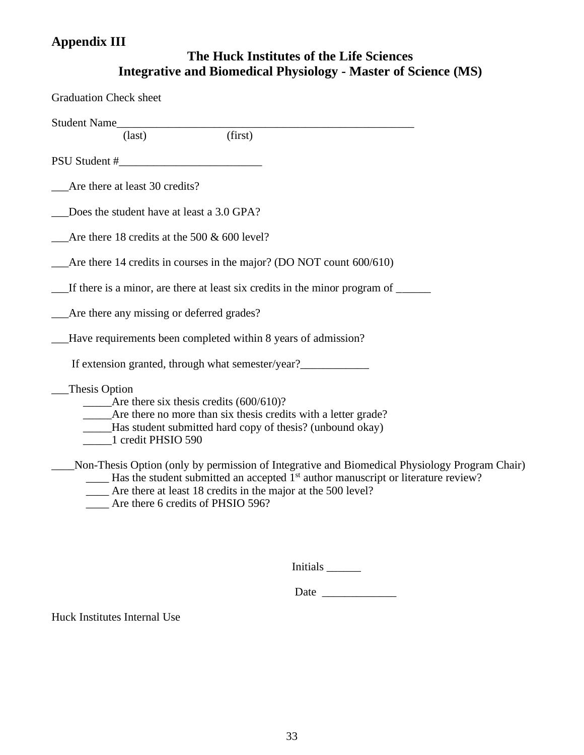**Appendix III**

## The Huck Institutes of the Life Sciences
## Integrative and Biomedical Physiology - Master of Science (MS)

Graduation Check sheet

Student Name_______________________________________________________
(last) (first)

PSU Student #_________________________

___Are there at least 30 credits?

___Does the student have at least a 3.0 GPA?

___Are there 18 credits at the 500 & 600 level?

___Are there 14 credits in courses in the major? (DO NOT count 600/610)

___If there is a minor, are there at least six credits in the minor program of ______

___Are there any missing or deferred grades?

___Have requirements been completed within 8 years of admission?

If extension granted, through what semester/year?____________

___Thesis Option
- _____Are there six thesis credits (600/610)?
- _____Are there no more than six thesis credits with a letter grade?
- _____Has student submitted hard copy of thesis? (unbound okay)
- _____1 credit PHSIO 590

____Non-Thesis Option (only by permission of Integrative and Biomedical Physiology Program Chair)
- ____ Has the student submitted an accepted 1st author manuscript or literature review?
- ____ Are there at least 18 credits in the major at the 500 level?
- ____ Are there 6 credits of PHSIO 596?

Initials ______

Date _____________

Huck Institutes Internal Use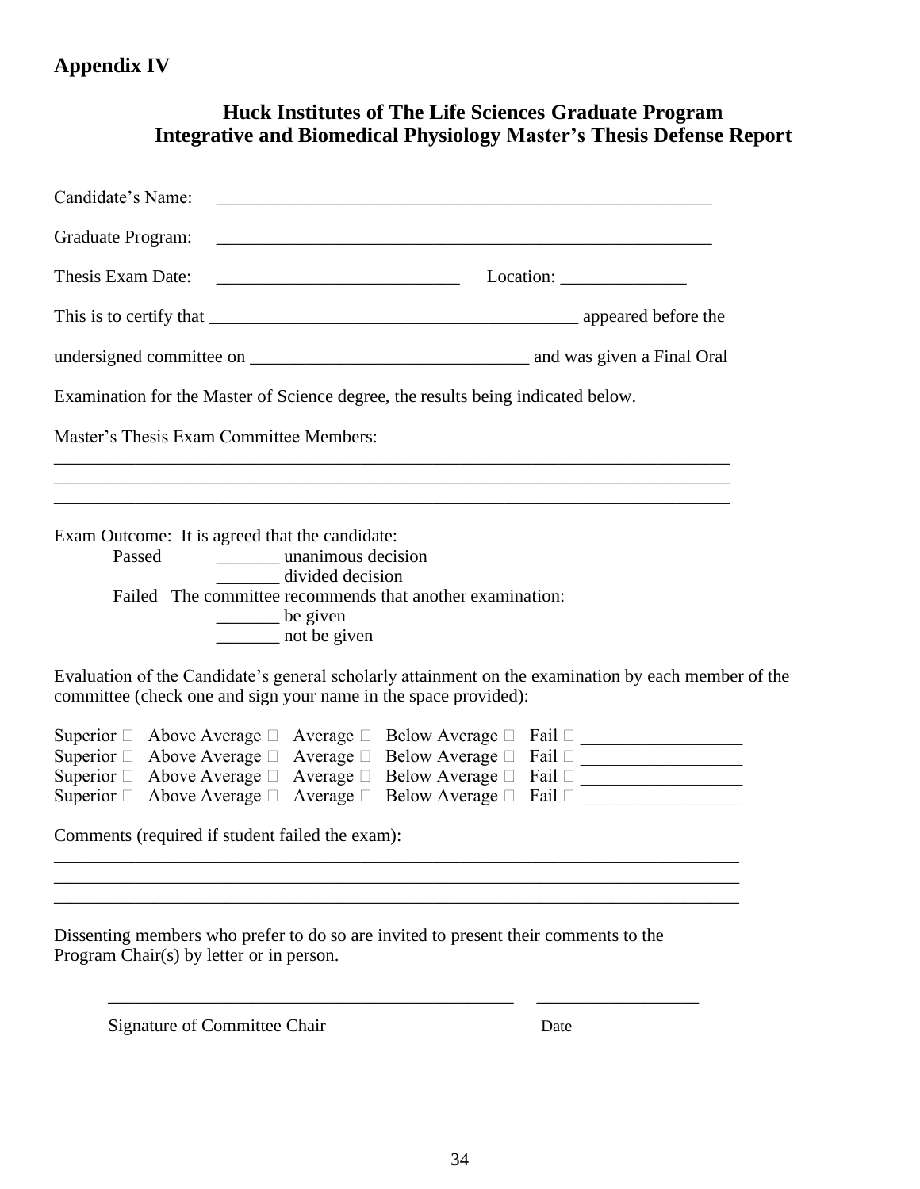## Appendix IV

### Huck Institutes of The Life Sciences Graduate Program
### Integrative and Biomedical Physiology Master's Thesis Defense Report

Candidate's Name: ________________________________________________________

Graduate Program: ________________________________________________________

Thesis Exam Date: ___________________________ Location: ______________

This is to certify that _________________________________________ appeared before the undersigned committee on _______________________________ and was given a Final Oral Examination for the Master of Science degree, the results being indicated below.

Master's Thesis Exam Committee Members:

_____________________________________________________________________________
_____________________________________________________________________________
_____________________________________________________________________________

Exam Outcome: It is agreed that the candidate:

Passed _______ unanimous decision
_______ divided decision

Failed The committee recommends that another examination:
_______ be given
_______ not be given

Evaluation of the Candidate's general scholarly attainment on the examination by each member of the committee (check one and sign your name in the space provided):

Superior ☐ Above Average ☐ Average ☐ Below Average ☐ Fail ☐ __________________
Superior ☐ Above Average ☐ Average ☐ Below Average ☐ Fail ☐ __________________
Superior ☐ Above Average ☐ Average ☐ Below Average ☐ Fail ☐ __________________
Superior ☐ Above Average ☐ Average ☐ Below Average ☐ Fail ☐ __________________

Comments (required if student failed the exam):

_____________________________________________________________________________
_____________________________________________________________________________
_____________________________________________________________________________

Dissenting members who prefer to do so are invited to present their comments to the Program Chair(s) by letter or in person.

______________________________________________ __________________

Signature of Committee Chair Date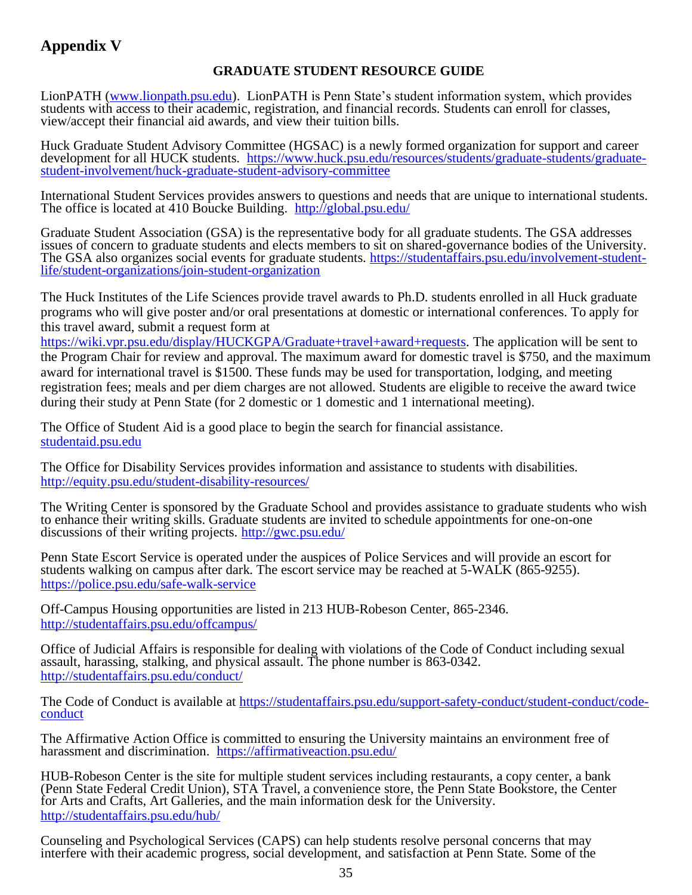## Appendix V

### GRADUATE STUDENT RESOURCE GUIDE

LionPATH (www.lionpath.psu.edu). LionPATH is Penn State's student information system, which provides students with access to their academic, registration, and financial records. Students can enroll for classes, view/accept their financial aid awards, and view their tuition bills.

Huck Graduate Student Advisory Committee (HGSAC) is a newly formed organization for support and career development for all HUCK students. https://www.huck.psu.edu/resources/students/graduate-students/graduate-student-involvement/huck-graduate-student-advisory-committee

International Student Services provides answers to questions and needs that are unique to international students. The office is located at 410 Boucke Building. http://global.psu.edu/

Graduate Student Association (GSA) is the representative body for all graduate students. The GSA addresses issues of concern to graduate students and elects members to sit on shared-governance bodies of the University. The GSA also organizes social events for graduate students. https://studentaffairs.psu.edu/involvement-student-life/student-organizations/join-student-organization

The Huck Institutes of the Life Sciences provide travel awards to Ph.D. students enrolled in all Huck graduate programs who will give poster and/or oral presentations at domestic or international conferences. To apply for this travel award, submit a request form at https://wiki.vpr.psu.edu/display/HUCKGPA/Graduate+travel+award+requests. The application will be sent to the Program Chair for review and approval. The maximum award for domestic travel is $750, and the maximum award for international travel is $1500. These funds may be used for transportation, lodging, and meeting registration fees; meals and per diem charges are not allowed. Students are eligible to receive the award twice during their study at Penn State (for 2 domestic or 1 domestic and 1 international meeting).

The Office of Student Aid is a good place to begin the search for financial assistance. studentaid.psu.edu

The Office for Disability Services provides information and assistance to students with disabilities. http://equity.psu.edu/student-disability-resources/

The Writing Center is sponsored by the Graduate School and provides assistance to graduate students who wish to enhance their writing skills. Graduate students are invited to schedule appointments for one-on-one discussions of their writing projects. http://gwc.psu.edu/

Penn State Escort Service is operated under the auspices of Police Services and will provide an escort for students walking on campus after dark. The escort service may be reached at 5-WALK (865-9255). https://police.psu.edu/safe-walk-service

Off-Campus Housing opportunities are listed in 213 HUB-Robeson Center, 865-2346. http://studentaffairs.psu.edu/offcampus/

Office of Judicial Affairs is responsible for dealing with violations of the Code of Conduct including sexual assault, harassing, stalking, and physical assault. The phone number is 863-0342. http://studentaffairs.psu.edu/conduct/

The Code of Conduct is available at https://studentaffairs.psu.edu/support-safety-conduct/student-conduct/code-conduct

The Affirmative Action Office is committed to ensuring the University maintains an environment free of harassment and discrimination. https://affirmativeaction.psu.edu/

HUB-Robeson Center is the site for multiple student services including restaurants, a copy center, a bank (Penn State Federal Credit Union), STA Travel, a convenience store, the Penn State Bookstore, the Center for Arts and Crafts, Art Galleries, and the main information desk for the University. http://studentaffairs.psu.edu/hub/

Counseling and Psychological Services (CAPS) can help students resolve personal concerns that may interfere with their academic progress, social development, and satisfaction at Penn State. Some of the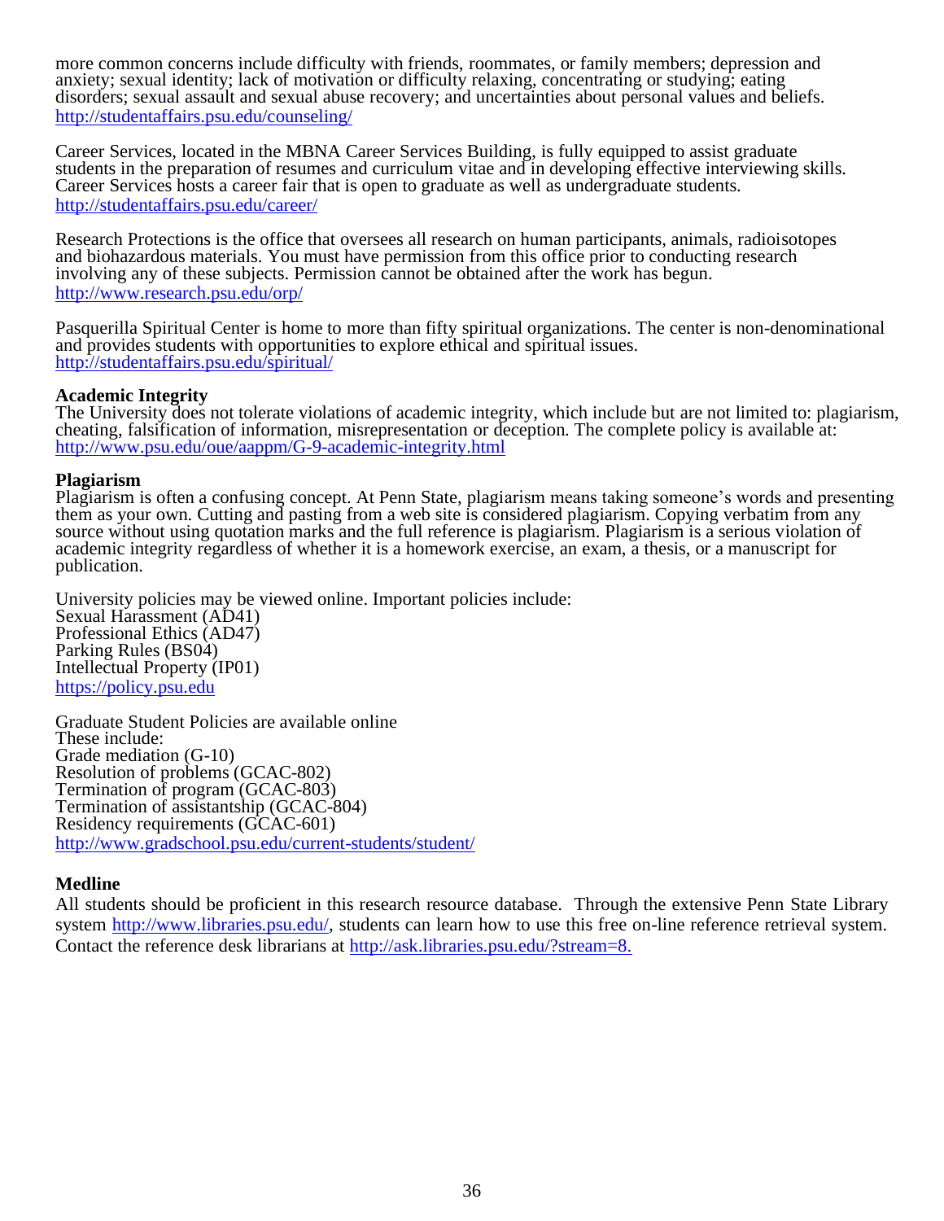more common concerns include difficulty with friends, roommates, or family members; depression and anxiety; sexual identity; lack of motivation or difficulty relaxing, concentrating or studying; eating disorders; sexual assault and sexual abuse recovery; and uncertainties about personal values and beliefs. http://studentaffairs.psu.edu/counseling/

Career Services, located in the MBNA Career Services Building, is fully equipped to assist graduate students in the preparation of resumes and curriculum vitae and in developing effective interviewing skills. Career Services hosts a career fair that is open to graduate as well as undergraduate students. http://studentaffairs.psu.edu/career/

Research Protections is the office that oversees all research on human participants, animals, radioisotopes and biohazardous materials. You must have permission from this office prior to conducting research involving any of these subjects. Permission cannot be obtained after the work has begun. http://www.research.psu.edu/orp/

Pasquerilla Spiritual Center is home to more than fifty spiritual organizations. The center is non-denominational and provides students with opportunities to explore ethical and spiritual issues. http://studentaffairs.psu.edu/spiritual/

**Academic Integrity**
The University does not tolerate violations of academic integrity, which include but are not limited to: plagiarism, cheating, falsification of information, misrepresentation or deception. The complete policy is available at: http://www.psu.edu/oue/aappm/G-9-academic-integrity.html

**Plagiarism**
Plagiarism is often a confusing concept. At Penn State, plagiarism means taking someone's words and presenting them as your own. Cutting and pasting from a web site is considered plagiarism. Copying verbatim from any source without using quotation marks and the full reference is plagiarism. Plagiarism is a serious violation of academic integrity regardless of whether it is a homework exercise, an exam, a thesis, or a manuscript for publication.

University policies may be viewed online. Important policies include:
Sexual Harassment (AD41)
Professional Ethics (AD47)
Parking Rules (BS04)
Intellectual Property (IP01)
https://policy.psu.edu

Graduate Student Policies are available online
These include:
Grade mediation (G-10)
Resolution of problems (GCAC-802)
Termination of program (GCAC-803)
Termination of assistantship (GCAC-804)
Residency requirements (GCAC-601)
http://www.gradschool.psu.edu/current-students/student/

**Medline**
All students should be proficient in this research resource database. Through the extensive Penn State Library system http://www.libraries.psu.edu/, students can learn how to use this free on-line reference retrieval system. Contact the reference desk librarians at http://ask.libraries.psu.edu/?stream=8.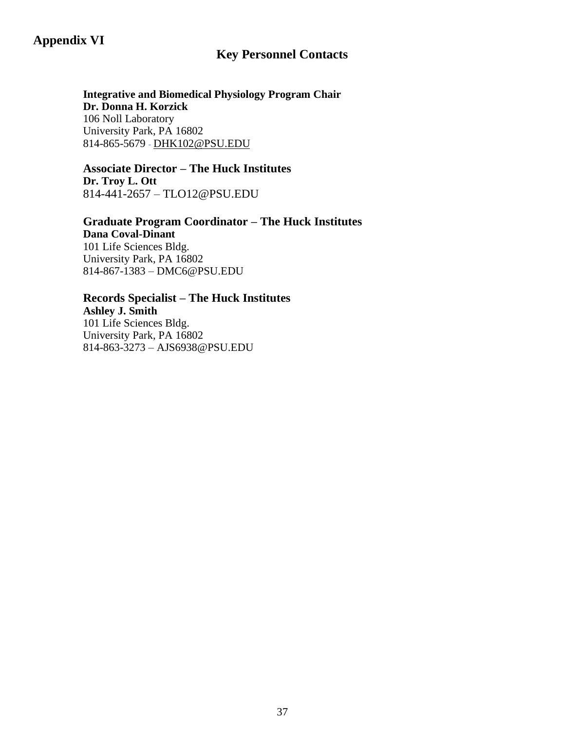# Appendix VI

## Key Personnel Contacts

**Integrative and Biomedical Physiology Program Chair**
**Dr. Donna H. Korzick**
106 Noll Laboratory
University Park, PA 16802
814-865-5679 - DHK102@PSU.EDU

**Associate Director – The Huck Institutes**
**Dr. Troy L. Ott**
814-441-2657 – TLO12@PSU.EDU

**Graduate Program Coordinator – The Huck Institutes**
**Dana Coval-Dinant**
101 Life Sciences Bldg.
University Park, PA 16802
814-867-1383 – DMC6@PSU.EDU

**Records Specialist – The Huck Institutes**
**Ashley J. Smith**
101 Life Sciences Bldg.
University Park, PA 16802
814-863-3273 – AJS6938@PSU.EDU